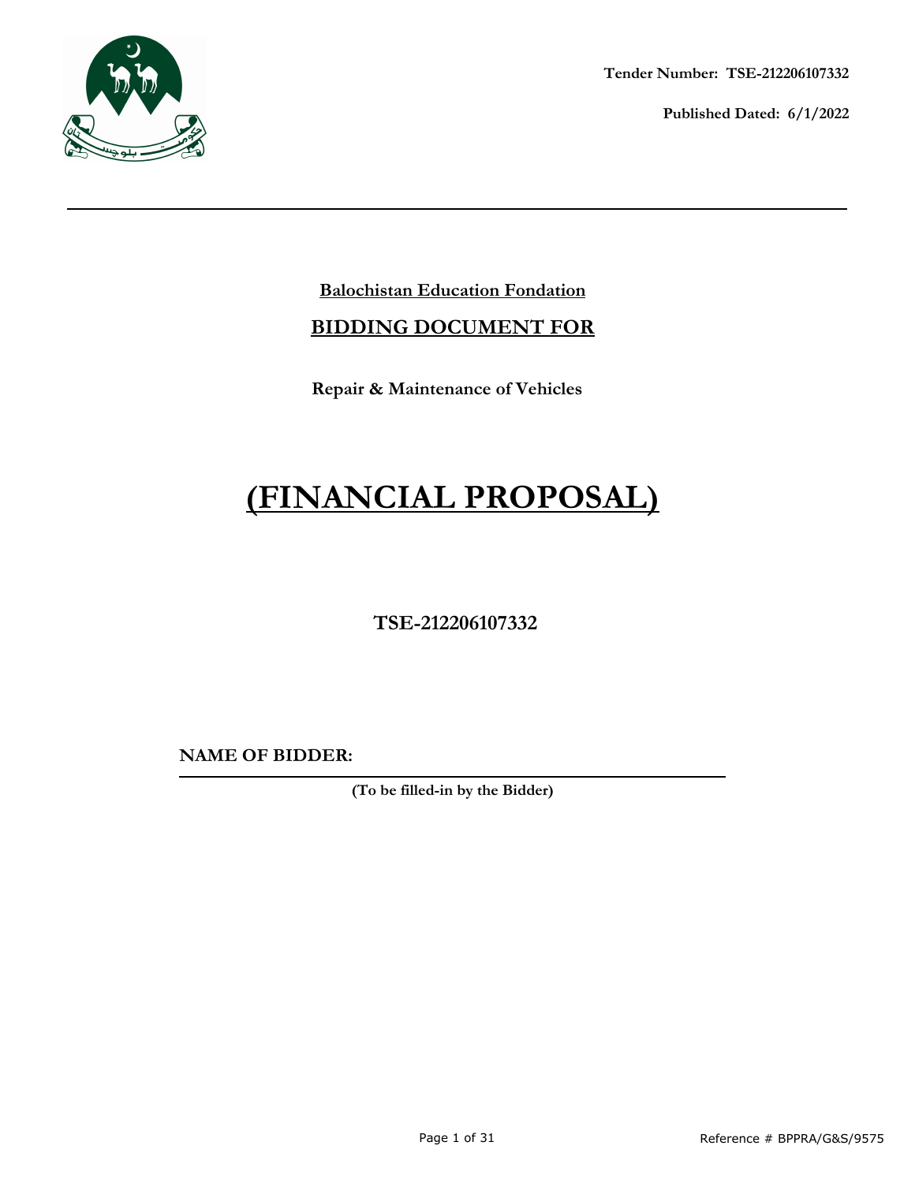**Tender Number: TSE-212206107332**

**Published Dated: 6/1/2022**

---

## Balochistan Education Fondation

## BIDDING DOCUMENT FOR

**Repair & Maintenance of Vehicles**

# (FINANCIAL PROPOSAL)

**TSE-212206107332**

**NAME OF BIDDER:** ______________________________________________

**(To be filled-in by the Bidder)**

Reference # BPPRA/G&S/9575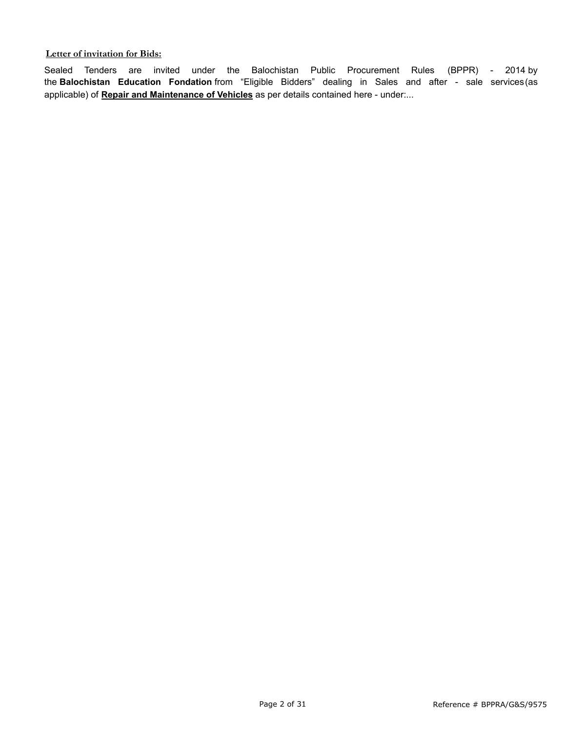**Letter of invitation for Bids:**

Sealed Tenders are invited under the Balochistan Public Procurement Rules (BPPR) - 2014 by the **Balochistan Education Fondation** from "Eligible Bidders" dealing in Sales and after - sale services (as applicable) of **Repair and Maintenance of Vehicles** as per details contained here - under:...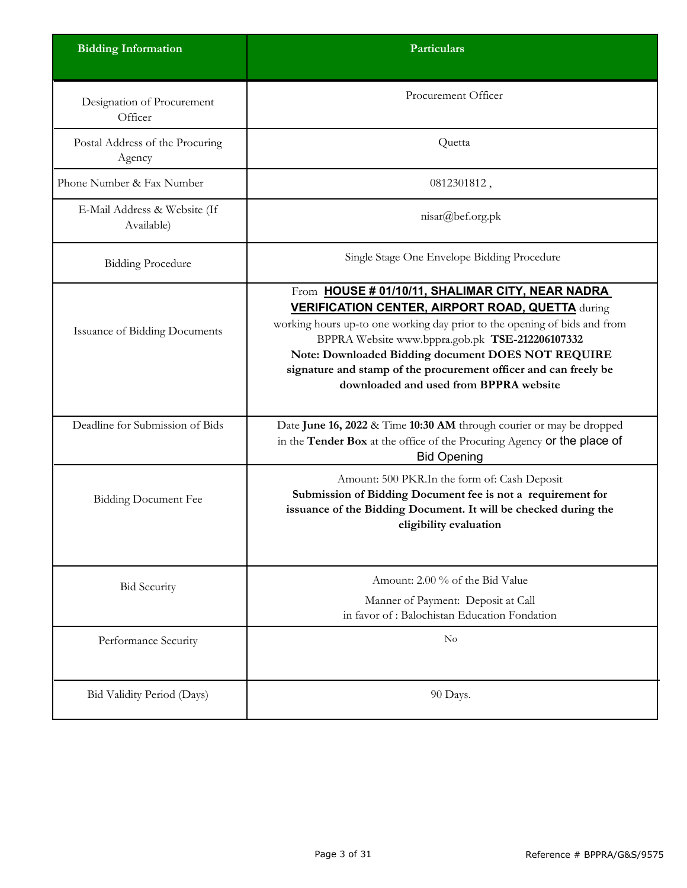| Bidding Information | Particulars |
| --- | --- |
| Designation of Procurement Officer | Procurement Officer |
| Postal Address of the Procuring Agency | Quetta |
| Phone Number & Fax Number | 0812301812 , |
| E-Mail Address & Website (If Available) | nisar@bef.org.pk |
| Bidding Procedure | Single Stage One Envelope Bidding Procedure |
| Issuance of Bidding Documents | From **HOUSE # 01/10/11, SHALIMAR CITY, NEAR NADRA VERIFICATION CENTER, AIRPORT ROAD, QUETTA** during working hours up-to one working day prior to the opening of bids and from BPPRA Website www.bppra.gob.pk **TSE-212206107332** **Note: Downloaded Bidding document DOES NOT REQUIRE signature and stamp of the procurement officer and can freely be downloaded and used from BPPRA website** |
| Deadline for Submission of Bids | Date **June 16, 2022** & Time **10:30 AM** through courier or may be dropped in the **Tender Box** at the office of the Procuring Agency or the place of Bid Opening |
| Bidding Document Fee | Amount: 500 PKR.In the form of: Cash Deposit **Submission of Bidding Document fee is not a requirement for issuance of the Bidding Document. It will be checked during the eligibility evaluation** |
| Bid Security | Amount: 2.00 % of the Bid Value Manner of Payment: Deposit at Call in favor of : Balochistan Education Fondation |
| Performance Security | No |
| Bid Validity Period (Days) | 90 Days. |

Reference # BPPRA/G&S/9575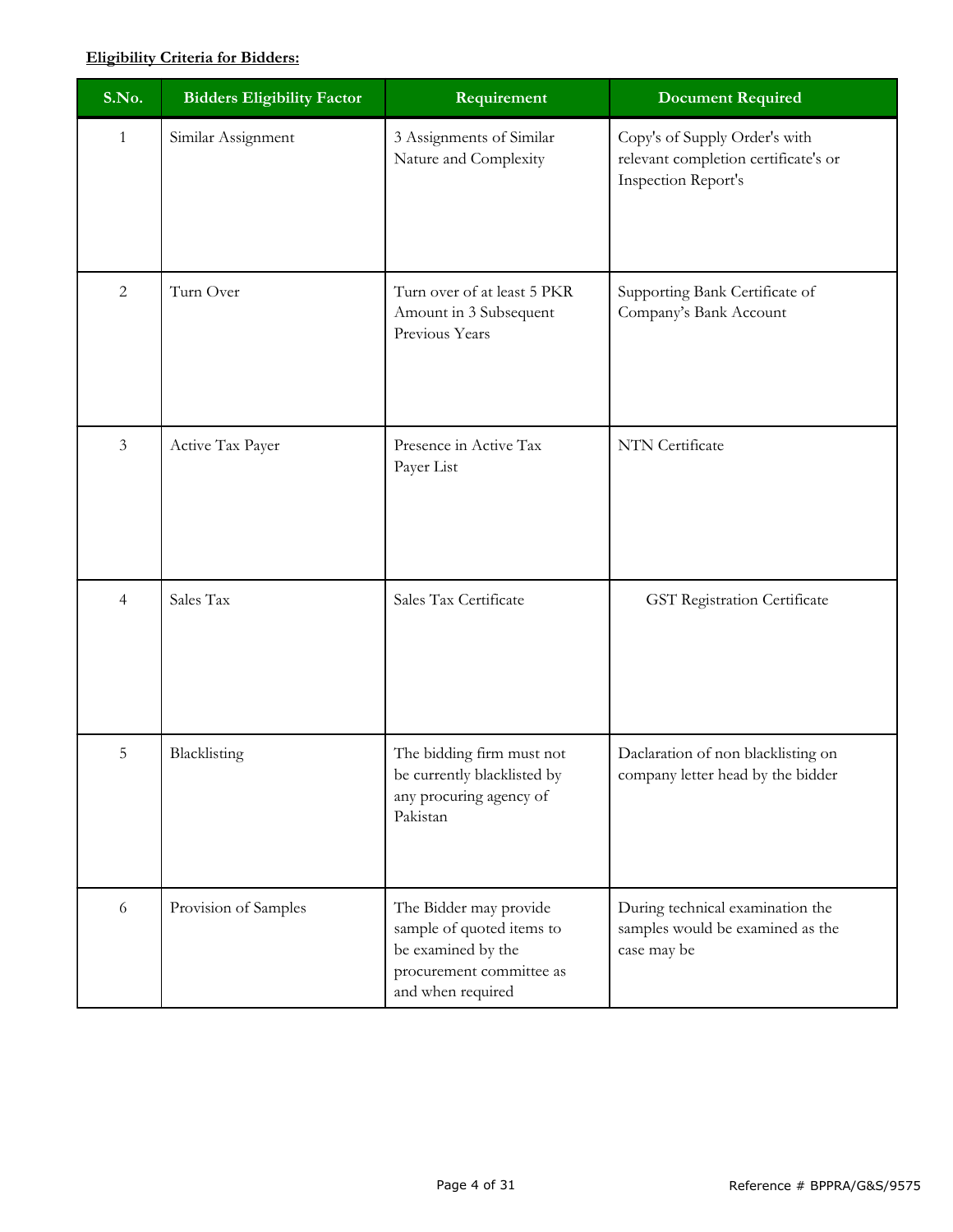**<u>Eligibility Criteria for Bidders:</u>**

| S.No. | Bidders Eligibility Factor | Requirement | Document Required |
|---|---|---|---|
| 1 | Similar Assignment | 3 Assignments of Similar Nature and Complexity | Copy's of Supply Order's with relevant completion certificate's or Inspection Report's |
| 2 | Turn Over | Turn over of at least 5 PKR Amount in 3 Subsequent Previous Years | Supporting Bank Certificate of Company's Bank Account |
| 3 | Active Tax Payer | Presence in Active Tax Payer List | NTN Certificate |
| 4 | Sales Tax | Sales Tax Certificate | GST Registration Certificate |
| 5 | Blacklisting | The bidding firm must not be currently blacklisted by any procuring agency of Pakistan | Daclaration of non blacklisting on company letter head by the bidder |
| 6 | Provision of Samples | The Bidder may provide sample of quoted items to be examined by the procurement committee as and when required | During technical examination the samples would be examined as the case may be |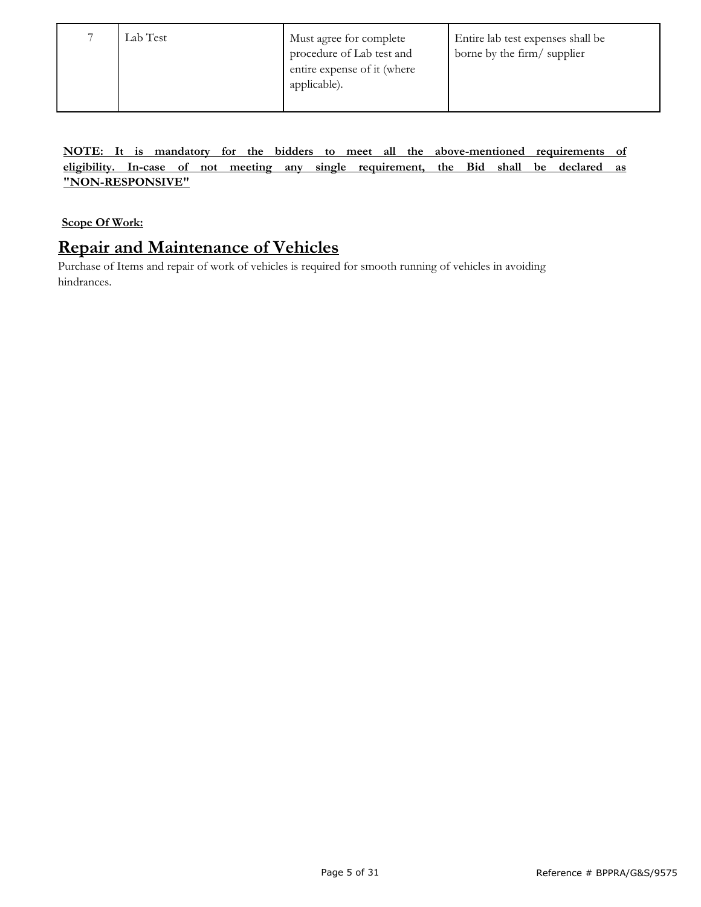| 7 | Lab Test | Must agree for complete procedure of Lab test and entire expense of it (where applicable). | Entire lab test expenses shall be borne by the firm/ supplier |
|---|---|---|---|

**NOTE: It is mandatory for the bidders to meet all the above-mentioned requirements of eligibility. In-case of not meeting any single requirement, the Bid shall be declared as "NON-RESPONSIVE"**

**Scope Of Work:**

# Repair and Maintenance of Vehicles

Purchase of Items and repair of work of vehicles is required for smooth running of vehicles in avoiding hindrances.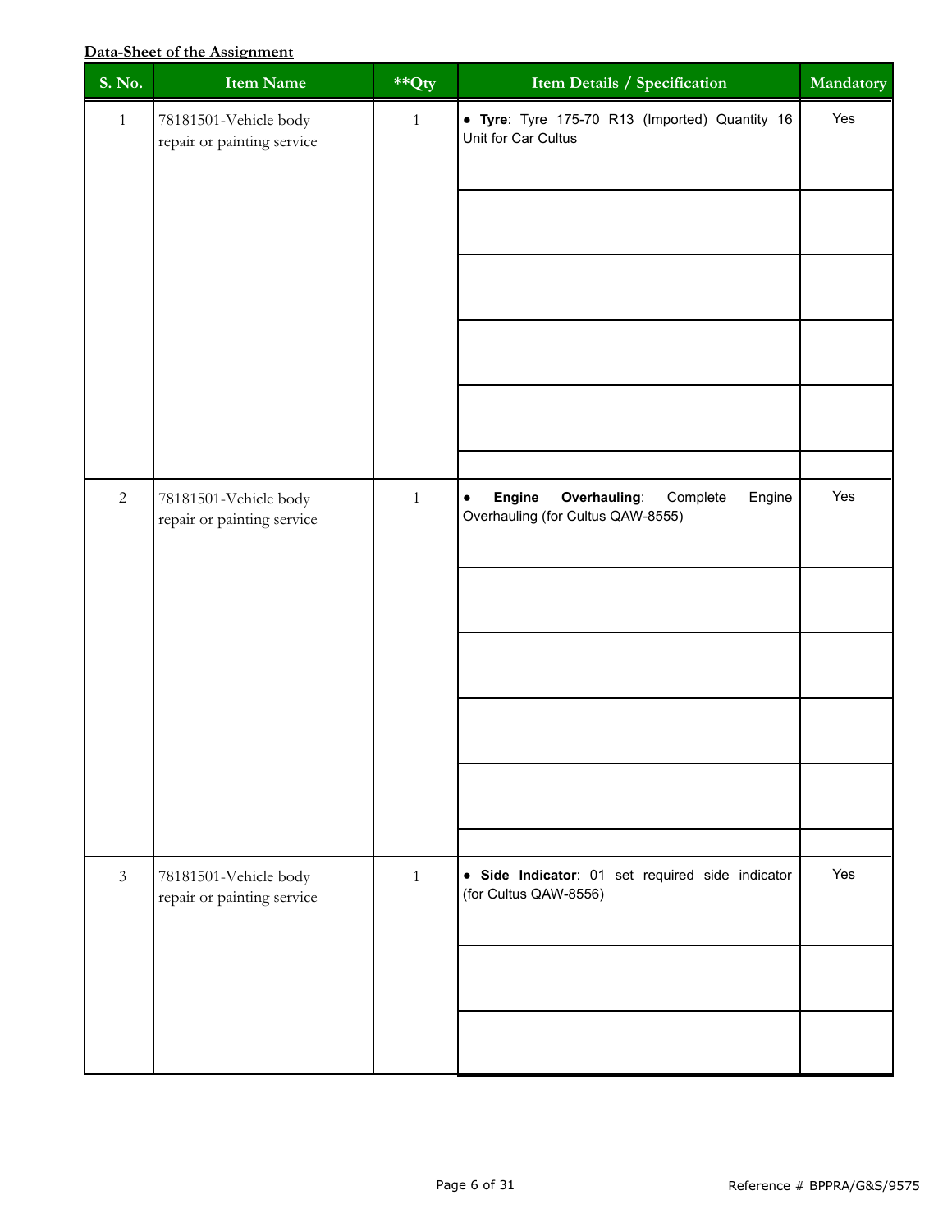**Data-Sheet of the Assignment**

| S. No. | Item Name | **Qty | Item Details / Specification | Mandatory |
|---|---|---|---|---|
| 1 | 78181501-Vehicle body repair or painting service | 1 | • **Tyre**: Tyre 175-70 R13 (Imported) Quantity 16 Unit for Car Cultus | Yes |
| 2 | 78181501-Vehicle body repair or painting service | 1 | • **Engine Overhauling**: Complete Engine Overhauling (for Cultus QAW-8555) | Yes |
| 3 | 78181501-Vehicle body repair or painting service | 1 | • **Side Indicator**: 01 set required side indicator (for Cultus QAW-8556) | Yes |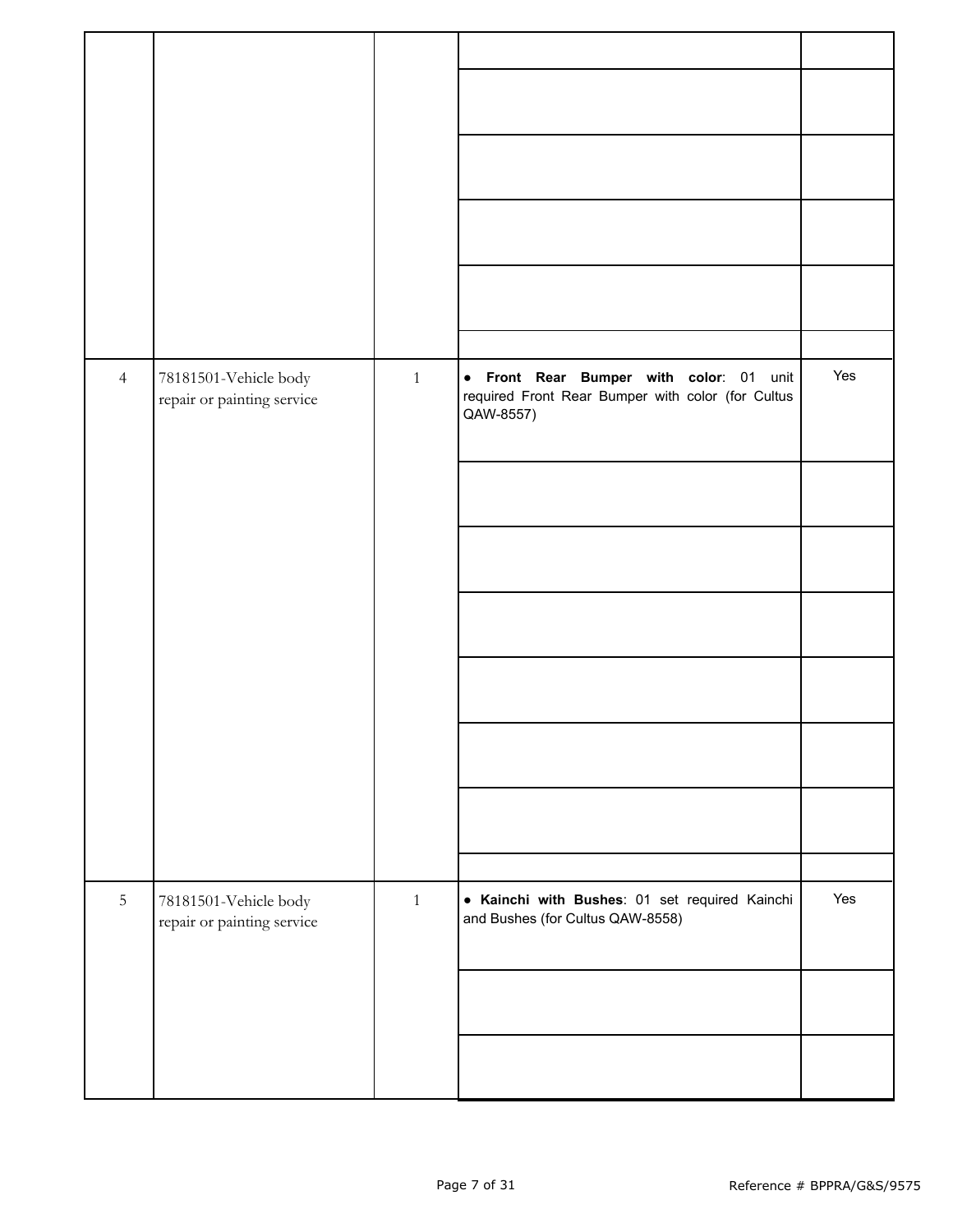| | | | | |
|---|---|---|---|---|
| | | | | |
| | | | | |
| | | | | |
| | | | | |
| | | | | |
| 4 | 78181501-Vehicle body repair or painting service | 1 | • **Front Rear Bumper with color**: 01 unit required Front Rear Bumper with color (for Cultus QAW-8557) | Yes |
| | | | | |
| | | | | |
| | | | | |
| | | | | |
| | | | | |
| | | | | |
| 5 | 78181501-Vehicle body repair or painting service | 1 | • **Kainchi with Bushes**: 01 set required Kainchi and Bushes (for Cultus QAW-8558) | Yes |
| | | | | |
| | | | | |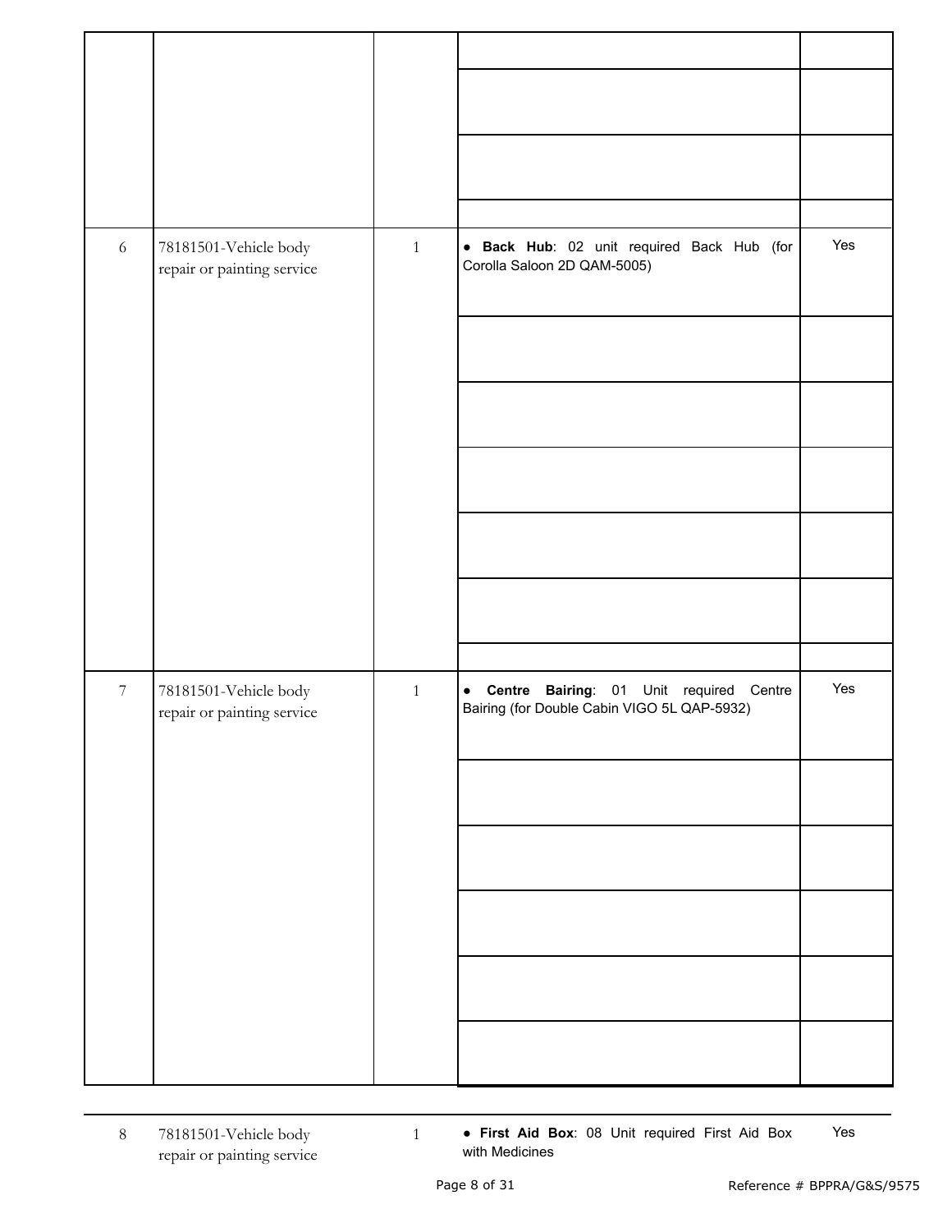| | | | | |
|---|---|---|---|---|
| | | | | |
| | | | | |
| | | | | |
| | | | | |
| 6 | 78181501-Vehicle body repair or painting service | 1 | ● **Back Hub**: 02 unit required Back Hub (for Corolla Saloon 2D QAM-5005) | Yes |
| | | | | |
| | | | | |
| | | | | |
| | | | | |
| | | | | |
| | | | | |
| 7 | 78181501-Vehicle body repair or painting service | 1 | ● **Centre Bairing**: 01 Unit required Centre Bairing (for Double Cabin VIGO 5L QAP-5932) | Yes |
| | | | | |
| | | | | |
| | | | | |
| | | | | |
| | | | | |
| 8 | 78181501-Vehicle body repair or painting service | 1 | ● **First Aid Box**: 08 Unit required First Aid Box with Medicines | Yes |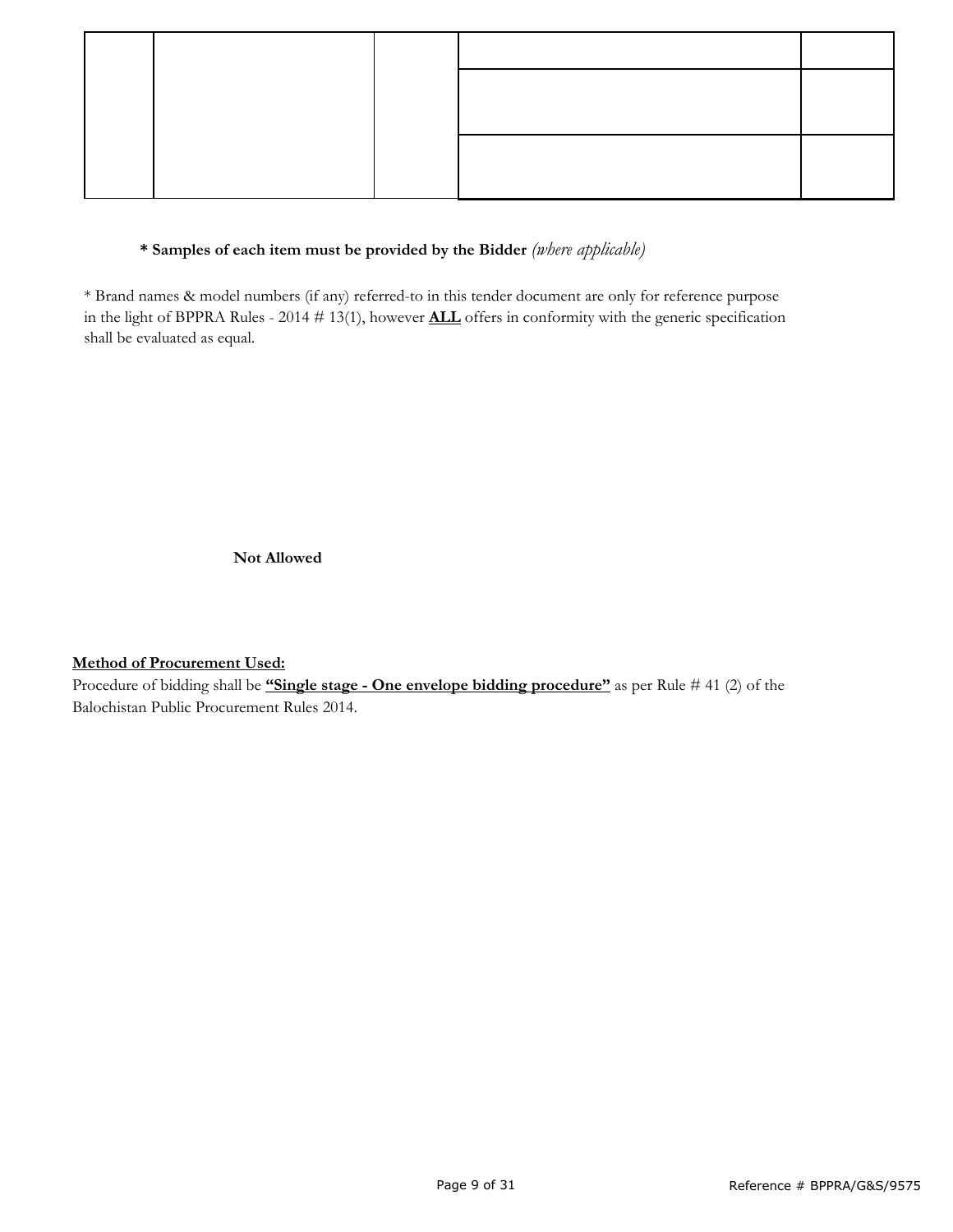| | | | | |
|---|---|---|---|---|
| | | | | |
| | | | | |
| | | | | |

**\* Samples of each item must be provided by the Bidder** *(where applicable)*

\* Brand names & model numbers (if any) referred-to in this tender document are only for reference purpose in the light of BPPRA Rules - 2014 # 13(1), however **ALL** offers in conformity with the generic specification shall be evaluated as equal.

**Not Allowed**

**Method of Procurement Used:**

Procedure of bidding shall be **"Single stage - One envelope bidding procedure"** as per Rule # 41 (2) of the Balochistan Public Procurement Rules 2014.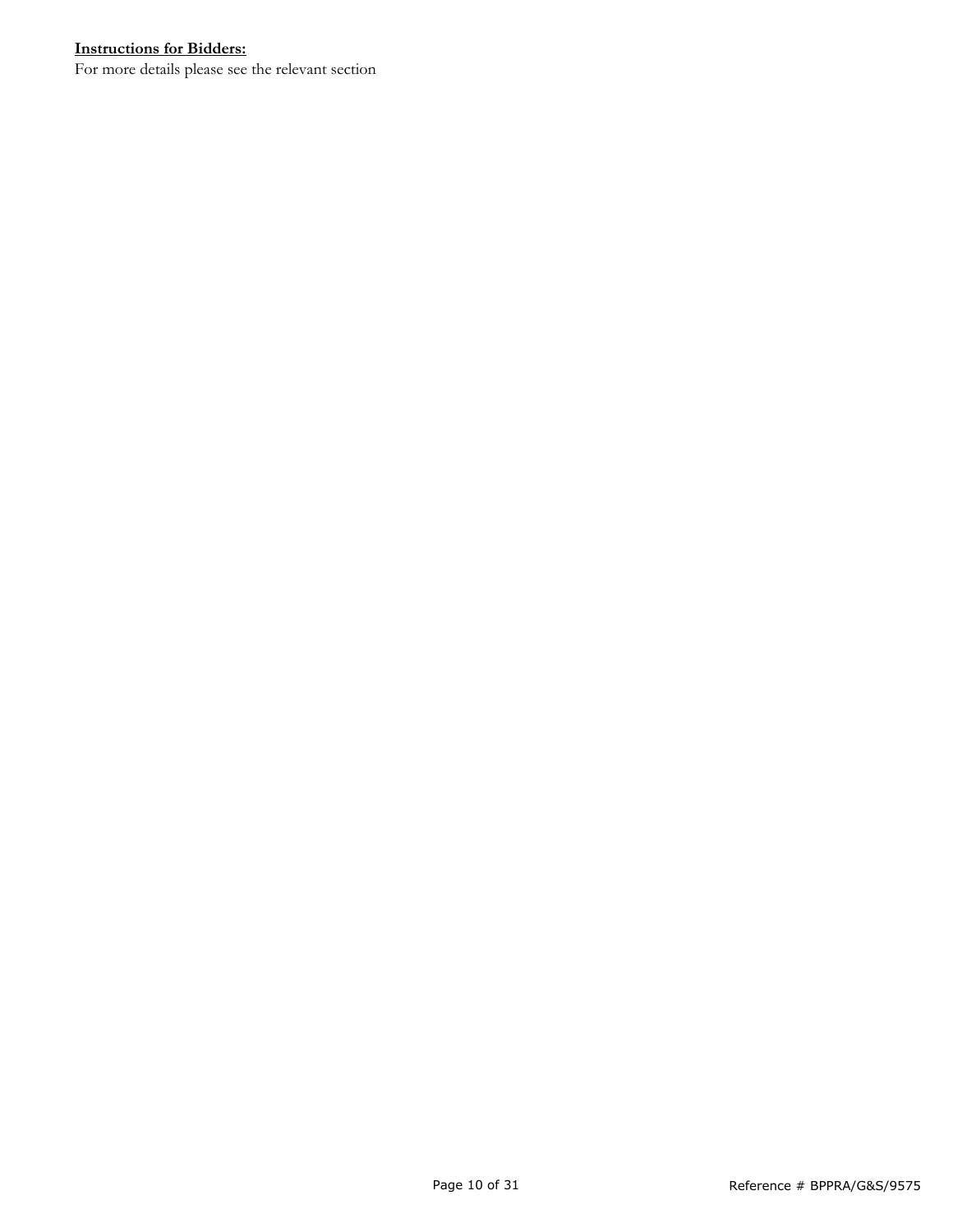**Instructions for Bidders:**

For more details please see the relevant section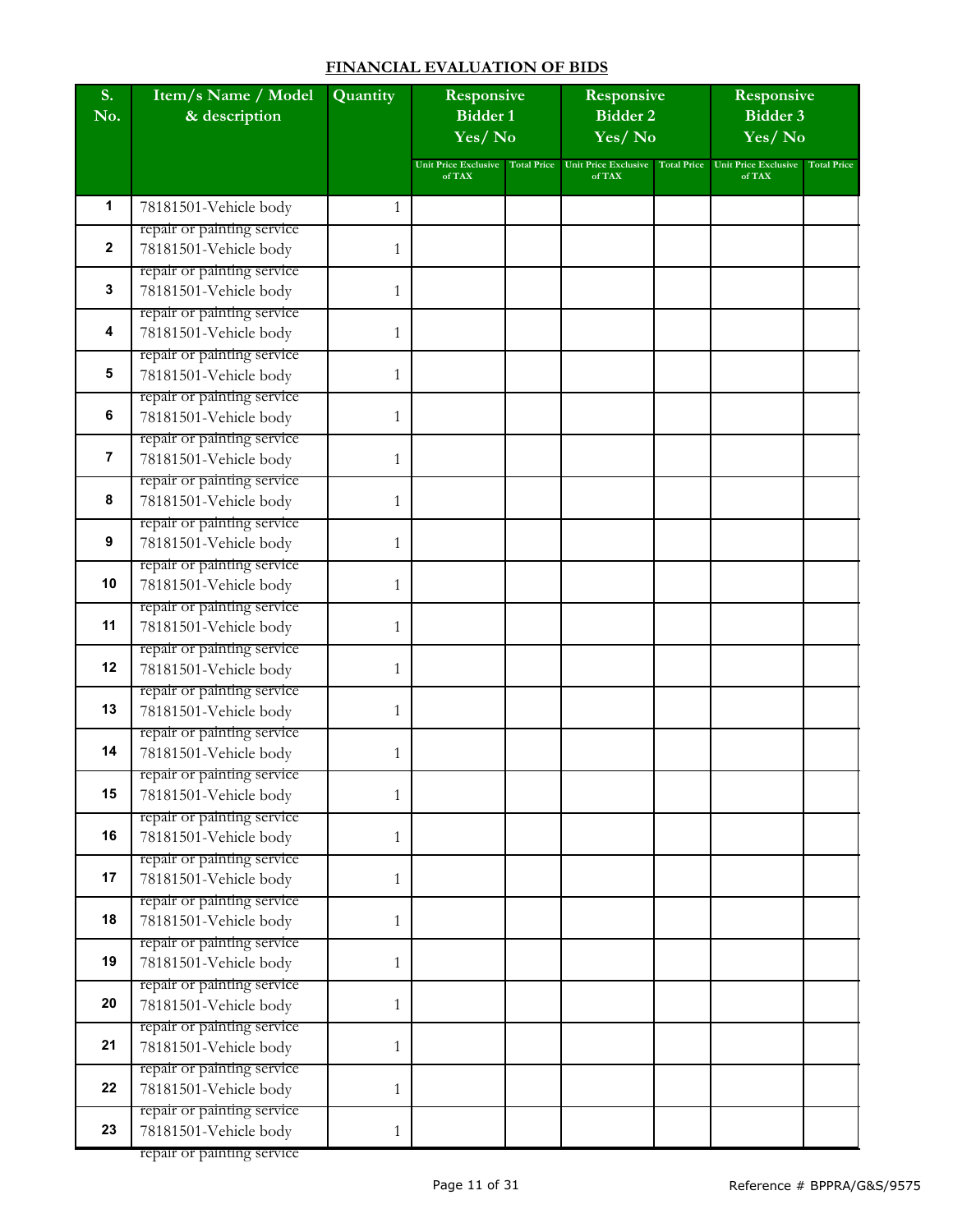## FINANCIAL EVALUATION OF BIDS

| S. No. | Item/s Name / Model & description | Quantity | Responsive Bidder 1 Yes/ No | | Responsive Bidder 2 Yes/ No | | Responsive Bidder 3 Yes/ No | |
|---|---|---|---|---|---|---|---|---|
| | | | Unit Price Exclusive of TAX | Total Price | Unit Price Exclusive of TAX | Total Price | Unit Price Exclusive of TAX | Total Price |
| 1 | 78181501-Vehicle body repair or painting service | 1 | | | | | | |
| 2 | 78181501-Vehicle body repair or painting service | 1 | | | | | | |
| 3 | 78181501-Vehicle body repair or painting service | 1 | | | | | | |
| 4 | 78181501-Vehicle body repair or painting service | 1 | | | | | | |
| 5 | 78181501-Vehicle body repair or painting service | 1 | | | | | | |
| 6 | 78181501-Vehicle body repair or painting service | 1 | | | | | | |
| 7 | 78181501-Vehicle body repair or painting service | 1 | | | | | | |
| 8 | 78181501-Vehicle body repair or painting service | 1 | | | | | | |
| 9 | 78181501-Vehicle body repair or painting service | 1 | | | | | | |
| 10 | 78181501-Vehicle body repair or painting service | 1 | | | | | | |
| 11 | 78181501-Vehicle body repair or painting service | 1 | | | | | | |
| 12 | 78181501-Vehicle body repair or painting service | 1 | | | | | | |
| 13 | 78181501-Vehicle body repair or painting service | 1 | | | | | | |
| 14 | 78181501-Vehicle body repair or painting service | 1 | | | | | | |
| 15 | 78181501-Vehicle body repair or painting service | 1 | | | | | | |
| 16 | 78181501-Vehicle body repair or painting service | 1 | | | | | | |
| 17 | 78181501-Vehicle body repair or painting service | 1 | | | | | | |
| 18 | 78181501-Vehicle body repair or painting service | 1 | | | | | | |
| 19 | 78181501-Vehicle body repair or painting service | 1 | | | | | | |
| 20 | 78181501-Vehicle body repair or painting service | 1 | | | | | | |
| 21 | 78181501-Vehicle body repair or painting service | 1 | | | | | | |
| 22 | 78181501-Vehicle body repair or painting service | 1 | | | | | | |
| 23 | 78181501-Vehicle body repair or painting service | 1 | | | | | | |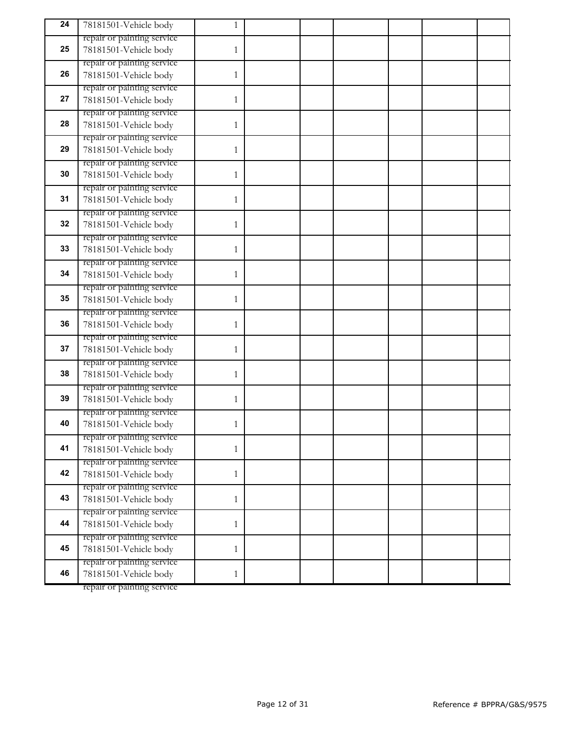| | | | | | | | | |
|---|---|---|---|---|---|---|---|---|
| 24 | 78181501-Vehicle body repair or painting service | 1 | | | | | | |
| 25 | 78181501-Vehicle body repair or painting service | 1 | | | | | | |
| 26 | 78181501-Vehicle body repair or painting service | 1 | | | | | | |
| 27 | 78181501-Vehicle body repair or painting service | 1 | | | | | | |
| 28 | 78181501-Vehicle body repair or painting service | 1 | | | | | | |
| 29 | 78181501-Vehicle body repair or painting service | 1 | | | | | | |
| 30 | 78181501-Vehicle body repair or painting service | 1 | | | | | | |
| 31 | 78181501-Vehicle body repair or painting service | 1 | | | | | | |
| 32 | 78181501-Vehicle body repair or painting service | 1 | | | | | | |
| 33 | 78181501-Vehicle body repair or painting service | 1 | | | | | | |
| 34 | 78181501-Vehicle body repair or painting service | 1 | | | | | | |
| 35 | 78181501-Vehicle body repair or painting service | 1 | | | | | | |
| 36 | 78181501-Vehicle body repair or painting service | 1 | | | | | | |
| 37 | 78181501-Vehicle body repair or painting service | 1 | | | | | | |
| 38 | 78181501-Vehicle body repair or painting service | 1 | | | | | | |
| 39 | 78181501-Vehicle body repair or painting service | 1 | | | | | | |
| 40 | 78181501-Vehicle body repair or painting service | 1 | | | | | | |
| 41 | 78181501-Vehicle body repair or painting service | 1 | | | | | | |
| 42 | 78181501-Vehicle body repair or painting service | 1 | | | | | | |
| 43 | 78181501-Vehicle body repair or painting service | 1 | | | | | | |
| 44 | 78181501-Vehicle body repair or painting service | 1 | | | | | | |
| 45 | 78181501-Vehicle body repair or painting service | 1 | | | | | | |
| 46 | 78181501-Vehicle body repair or painting service | 1 | | | | | | |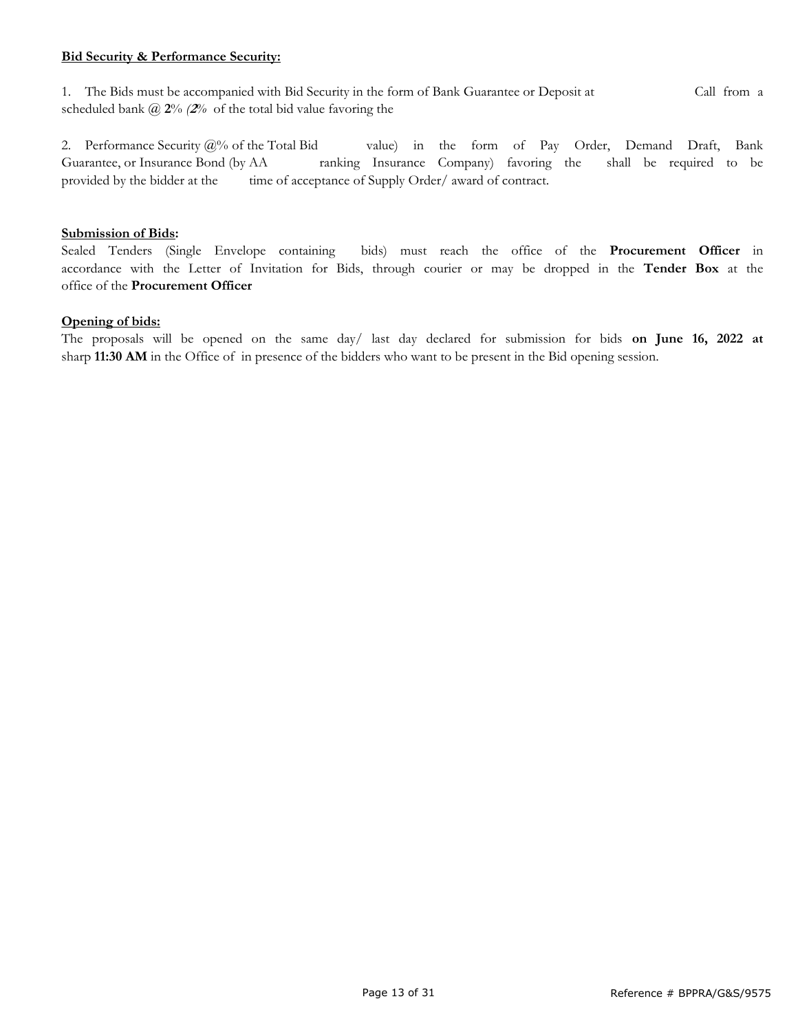**Bid Security & Performance Security:**

1. The Bids must be accompanied with Bid Security in the form of Bank Guarantee or Deposit at Call from a scheduled bank @ **2**% ***(2%*** of the total bid value favoring the

2. Performance Security @% of the Total Bid value) in the form of Pay Order, Demand Draft, Bank Guarantee, or Insurance Bond (by AA ranking Insurance Company) favoring the shall be required to be provided by the bidder at the time of acceptance of Supply Order/ award of contract.

**Submission of Bids:**

Sealed Tenders (Single Envelope containing bids) must reach the office of the **Procurement Officer** in accordance with the Letter of Invitation for Bids, through courier or may be dropped in the **Tender Box** at the office of the **Procurement Officer**

**Opening of bids:**

The proposals will be opened on the same day/ last day declared for submission for bids **on June 16, 2022 at** sharp **11:30 AM** in the Office of in presence of the bidders who want to be present in the Bid opening session.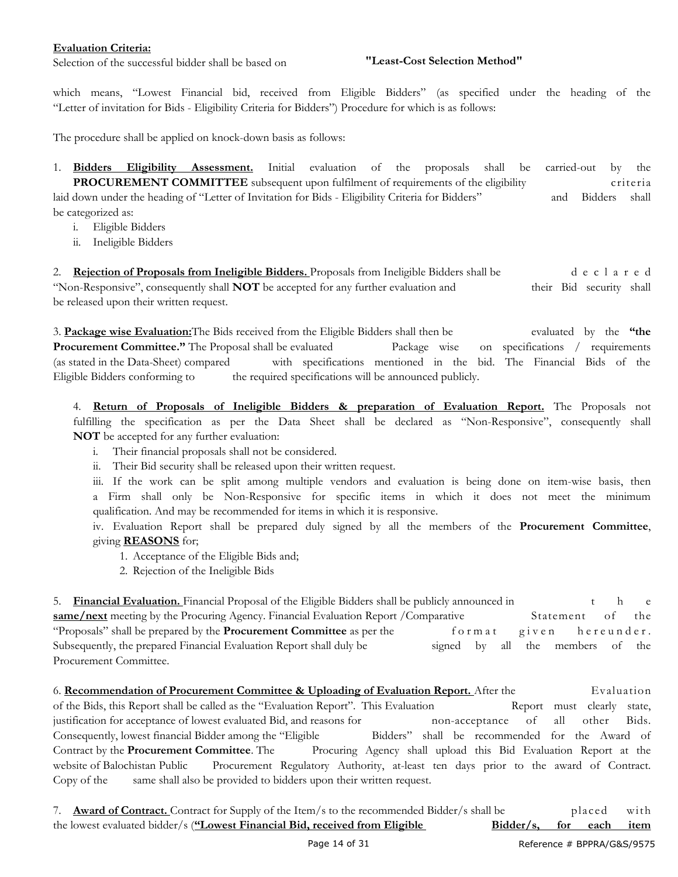**Evaluation Criteria:**

Selection of the successful bidder shall be based on **"Least-Cost Selection Method"**

which means, "Lowest Financial bid, received from Eligible Bidders" (as specified under the heading of the "Letter of invitation for Bids - Eligibility Criteria for Bidders") Procedure for which is as follows:

The procedure shall be applied on knock-down basis as follows:

1. **Bidders Eligibility Assessment.** Initial evaluation of the proposals shall be carried-out by the **PROCUREMENT COMMITTEE** subsequent upon fulfilment of requirements of the eligibility criteria laid down under the heading of "Letter of Invitation for Bids - Eligibility Criteria for Bidders" and Bidders shall be categorized as:
   i. Eligible Bidders
   ii. Ineligible Bidders

2. **Rejection of Proposals from Ineligible Bidders.** Proposals from Ineligible Bidders shall be declared "Non-Responsive", consequently shall **NOT** be accepted for any further evaluation and their Bid security shall be released upon their written request.

3. **Package wise Evaluation:** The Bids received from the Eligible Bidders shall then be evaluated by the **"the Procurement Committee."** The Proposal shall be evaluated Package wise on specifications / requirements (as stated in the Data-Sheet) compared with specifications mentioned in the bid. The Financial Bids of the Eligible Bidders conforming to the required specifications will be announced publicly.

4. **Return of Proposals of Ineligible Bidders & preparation of Evaluation Report.** The Proposals not fulfilling the specification as per the Data Sheet shall be declared as "Non-Responsive", consequently shall **NOT** be accepted for any further evaluation:
   i. Their financial proposals shall not be considered.
   ii. Their Bid security shall be released upon their written request.
   iii. If the work can be split among multiple vendors and evaluation is being done on item-wise basis, then a Firm shall only be Non-Responsive for specific items in which it does not meet the minimum qualification. And may be recommended for items in which it is responsive.
   iv. Evaluation Report shall be prepared duly signed by all the members of the **Procurement Committee**, giving **REASONS** for;
      1. Acceptance of the Eligible Bids and;
      2. Rejection of the Ineligible Bids

5. **Financial Evaluation.** Financial Proposal of the Eligible Bidders shall be publicly announced in the **same/next** meeting by the Procuring Agency. Financial Evaluation Report /Comparative Statement of the "Proposals" shall be prepared by the **Procurement Committee** as per the format given hereunder. Subsequently, the prepared Financial Evaluation Report shall duly be signed by all the members of the Procurement Committee.

6. **Recommendation of Procurement Committee & Uploading of Evaluation Report.** After the Evaluation of the Bids, this Report shall be called as the "Evaluation Report". This Evaluation Report must clearly state, justification for acceptance of lowest evaluated Bid, and reasons for non-acceptance of all other Bids. Consequently, lowest financial Bidder among the "Eligible Bidders" shall be recommended for the Award of Contract by the **Procurement Committee**. The Procuring Agency shall upload this Bid Evaluation Report at the website of Balochistan Public Procurement Regulatory Authority, at-least ten days prior to the award of Contract. Copy of the same shall also be provided to bidders upon their written request.

7. **Award of Contract.** Contract for Supply of the Item/s to the recommended Bidder/s shall be placed with the lowest evaluated bidder/s (**"Lowest Financial Bid, received from Eligible Bidder/s, for each item**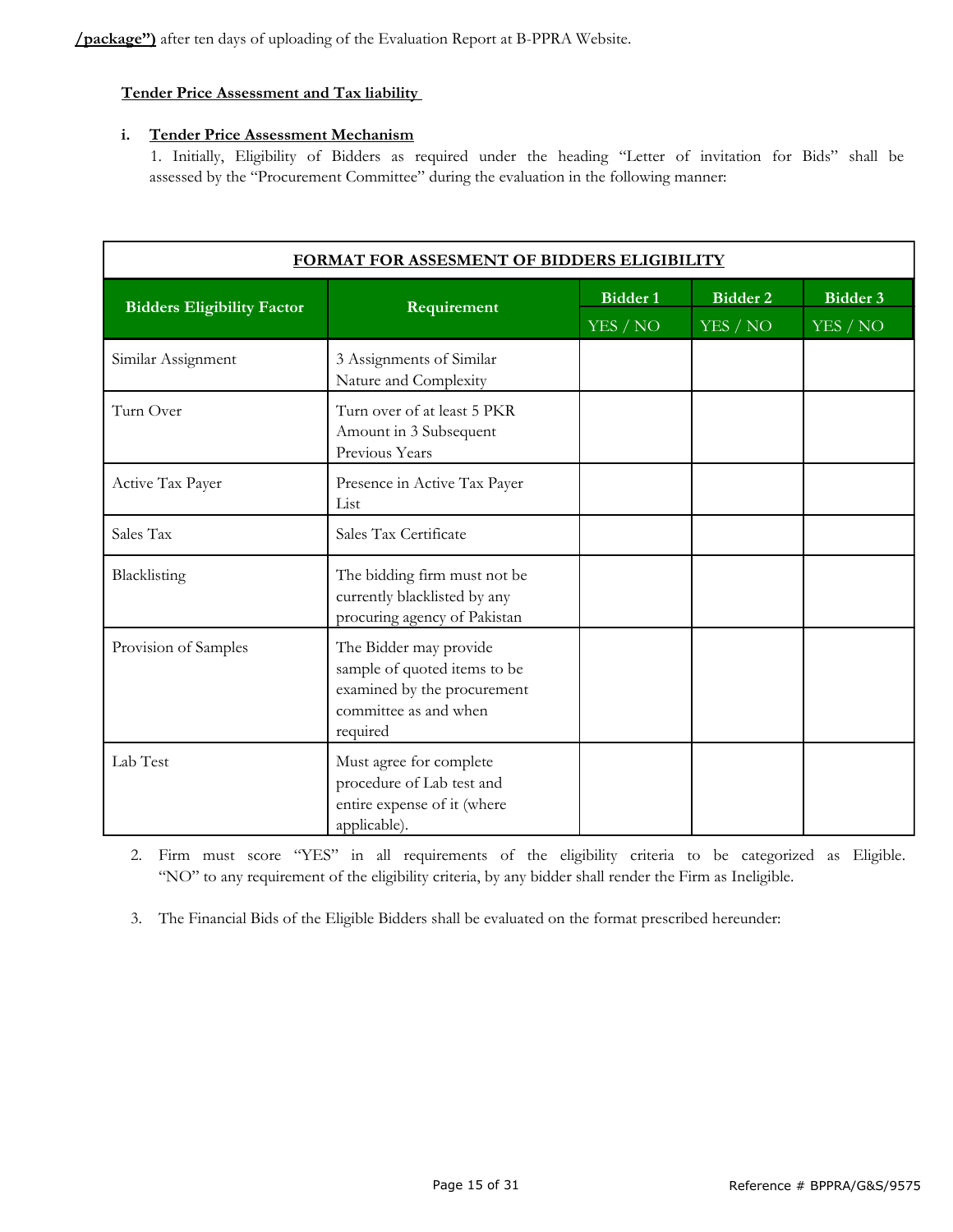**/package")** after ten days of uploading of the Evaluation Report at B-PPRA Website.

**Tender Price Assessment and Tax liability**

**i. Tender Price Assessment Mechanism**

1. Initially, Eligibility of Bidders as required under the heading "Letter of invitation for Bids" shall be assessed by the "Procurement Committee" during the evaluation in the following manner:

**FORMAT FOR ASSESMENT OF BIDDERS ELIGIBILITY**

| Bidders Eligibility Factor | Requirement | Bidder 1<br>YES / NO | Bidder 2<br>YES / NO | Bidder 3<br>YES / NO |
|---|---|---|---|---|
| Similar Assignment | 3 Assignments of Similar Nature and Complexity | | | |
| Turn Over | Turn over of at least 5 PKR Amount in 3 Subsequent Previous Years | | | |
| Active Tax Payer | Presence in Active Tax Payer List | | | |
| Sales Tax | Sales Tax Certificate | | | |
| Blacklisting | The bidding firm must not be currently blacklisted by any procuring agency of Pakistan | | | |
| Provision of Samples | The Bidder may provide sample of quoted items to be examined by the procurement committee as and when required | | | |
| Lab Test | Must agree for complete procedure of Lab test and entire expense of it (where applicable). | | | |

2. Firm must score "YES" in all requirements of the eligibility criteria to be categorized as Eligible. "NO" to any requirement of the eligibility criteria, by any bidder shall render the Firm as Ineligible.

3. The Financial Bids of the Eligible Bidders shall be evaluated on the format prescribed hereunder: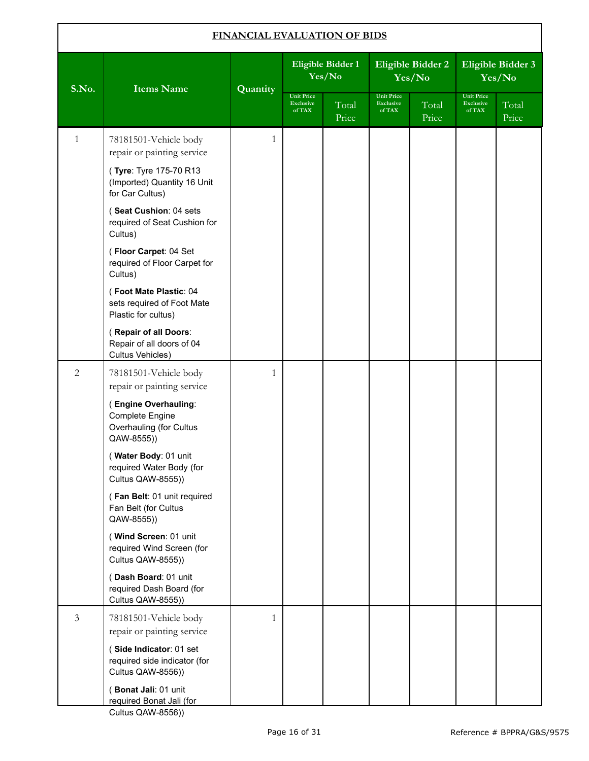## FINANCIAL EVALUATION OF BIDS

| S.No. | Items Name | Quantity | Eligible Bidder 1 Yes/No | | Eligible Bidder 2 Yes/No | | Eligible Bidder 3 Yes/No | |
|---|---|---|---|---|---|---|---|---|
| | | | Unit Price Exclusive of TAX | Total Price | Unit Price Exclusive of TAX | Total Price | Unit Price Exclusive of TAX | Total Price |
| 1 | 78181501-Vehicle body repair or painting service<br>( **Tyre**: Tyre 175-70 R13 (Imported) Quantity 16 Unit for Car Cultus)<br>( **Seat Cushion**: 04 sets required of Seat Cushion for Cultus)<br>( **Floor Carpet**: 04 Set required of Floor Carpet for Cultus)<br>( **Foot Mate Plastic**: 04 sets required of Foot Mate Plastic for cultus)<br>( **Repair of all Doors**: Repair of all doors of 04 Cultus Vehicles) | 1 | | | | | | |
| 2 | 78181501-Vehicle body repair or painting service<br>( **Engine Overhauling**: Complete Engine Overhauling (for Cultus QAW-8555))<br>( **Water Body**: 01 unit required Water Body (for Cultus QAW-8555))<br>( **Fan Belt**: 01 unit required Fan Belt (for Cultus QAW-8555))<br>( **Wind Screen**: 01 unit required Wind Screen (for Cultus QAW-8555))<br>( **Dash Board**: 01 unit required Dash Board (for Cultus QAW-8555)) | 1 | | | | | | |
| 3 | 78181501-Vehicle body repair or painting service<br>( **Side Indicator**: 01 set required side indicator (for Cultus QAW-8556))<br>( **Bonat Jali**: 01 unit required Bonat Jali (for Cultus QAW-8556)) | 1 | | | | | | |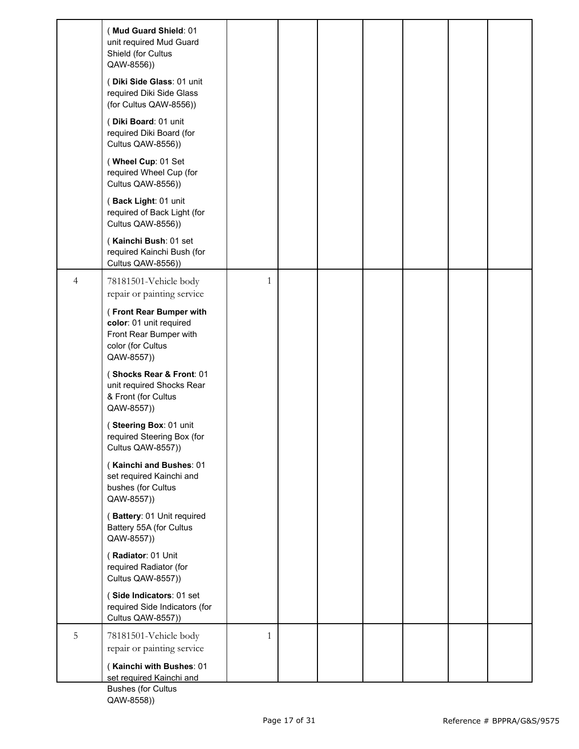| | | | | | | | | |
|---|---|---|---|---|---|---|---|---|
| | ( **Mud Guard Shield**: 01 unit required Mud Guard Shield (for Cultus QAW-8556))<br><br>( **Diki Side Glass**: 01 unit required Diki Side Glass (for Cultus QAW-8556))<br><br>( **Diki Board**: 01 unit required Diki Board (for Cultus QAW-8556))<br><br>( **Wheel Cup**: 01 Set required Wheel Cup (for Cultus QAW-8556))<br><br>( **Back Light**: 01 unit required of Back Light (for Cultus QAW-8556))<br><br>( **Kainchi Bush**: 01 set required Kainchi Bush (for Cultus QAW-8556)) | | | | | | | |
| 4 | 78181501-Vehicle body repair or painting service<br><br>( **Front Rear Bumper with color**: 01 unit required Front Rear Bumper with color (for Cultus QAW-8557))<br><br>( **Shocks Rear & Front**: 01 unit required Shocks Rear & Front (for Cultus QAW-8557))<br><br>( **Steering Box**: 01 unit required Steering Box (for Cultus QAW-8557))<br><br>( **Kainchi and Bushes**: 01 set required Kainchi and bushes (for Cultus QAW-8557))<br><br>( **Battery**: 01 Unit required Battery 55A (for Cultus QAW-8557))<br><br>( **Radiator**: 01 Unit required Radiator (for Cultus QAW-8557))<br><br>( **Side Indicators**: 01 set required Side Indicators (for Cultus QAW-8557)) | 1 | | | | | | |
| 5 | 78181501-Vehicle body repair or painting service<br><br>( **Kainchi with Bushes**: 01 set required Kainchi and Bushes (for Cultus QAW-8558)) | 1 | | | | | | |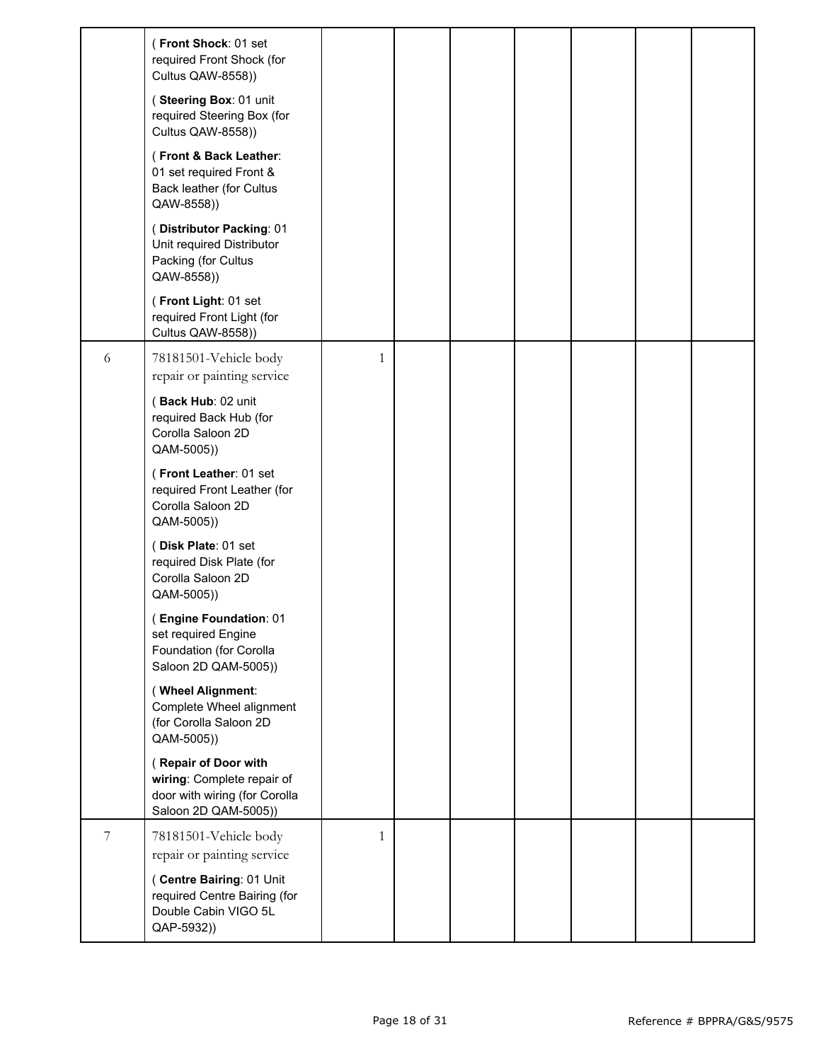| | | | | | | | | |
|---|---|---|---|---|---|---|---|---|
| | ( **Front Shock**: 01 set required Front Shock (for Cultus QAW-8558))<br><br>( **Steering Box**: 01 unit required Steering Box (for Cultus QAW-8558))<br><br>( **Front & Back Leather**: 01 set required Front & Back leather (for Cultus QAW-8558))<br><br>( **Distributor Packing**: 01 Unit required Distributor Packing (for Cultus QAW-8558))<br><br>( **Front Light**: 01 set required Front Light (for Cultus QAW-8558)) | | | | | | | |
| 6 | 78181501-Vehicle body repair or painting service<br><br>( **Back Hub**: 02 unit required Back Hub (for Corolla Saloon 2D QAM-5005))<br><br>( **Front Leather**: 01 set required Front Leather (for Corolla Saloon 2D QAM-5005))<br><br>( **Disk Plate**: 01 set required Disk Plate (for Corolla Saloon 2D QAM-5005))<br><br>( **Engine Foundation**: 01 set required Engine Foundation (for Corolla Saloon 2D QAM-5005))<br><br>( **Wheel Alignment**: Complete Wheel alignment (for Corolla Saloon 2D QAM-5005))<br><br>( **Repair of Door with wiring**: Complete repair of door with wiring (for Corolla Saloon 2D QAM-5005)) | 1 | | | | | | |
| 7 | 78181501-Vehicle body repair or painting service<br><br>( **Centre Bairing**: 01 Unit required Centre Bairing (for Double Cabin VIGO 5L QAP-5932)) | 1 | | | | | | |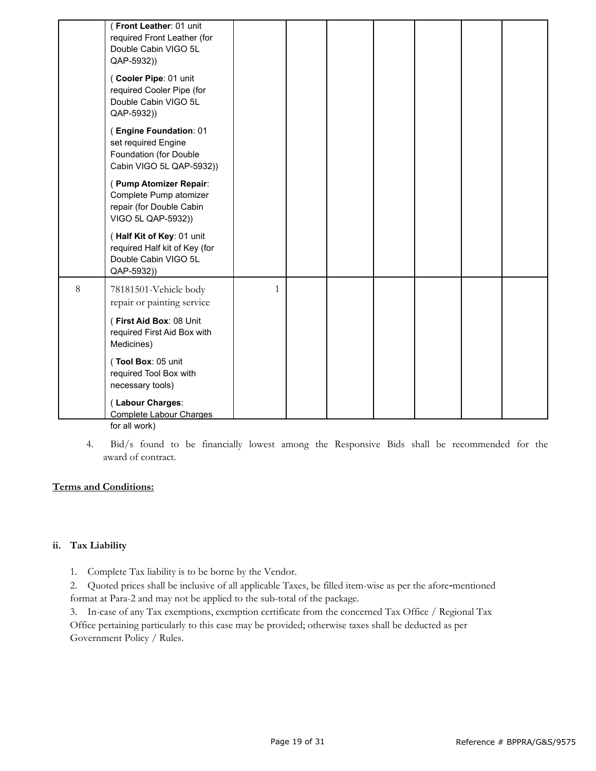| | | | | | | | | |
|---|---|---|---|---|---|---|---|---|
| | ( **Front Leather**: 01 unit required Front Leather (for Double Cabin VIGO 5L QAP-5932))<br><br>( **Cooler Pipe**: 01 unit required Cooler Pipe (for Double Cabin VIGO 5L QAP-5932))<br><br>( **Engine Foundation**: 01 set required Engine Foundation (for Double Cabin VIGO 5L QAP-5932))<br><br>( **Pump Atomizer Repair**: Complete Pump atomizer repair (for Double Cabin VIGO 5L QAP-5932))<br><br>( **Half Kit of Key**: 01 unit required Half kit of Key (for Double Cabin VIGO 5L QAP-5932)) | | | | | | | |
| 8 | 78181501-Vehicle body repair or painting service<br><br>( **First Aid Box**: 08 Unit required First Aid Box with Medicines)<br><br>( **Tool Box**: 05 unit required Tool Box with necessary tools)<br><br>( **Labour Charges**: Complete Labour Charges for all work) | 1 | | | | | | |

4. Bid/s found to be financially lowest among the Responsive Bids shall be recommended for the award of contract.

**Terms and Conditions:**

**ii. Tax Liability**

1. Complete Tax liability is to be borne by the Vendor.
2. Quoted prices shall be inclusive of all applicable Taxes, be filled item-wise as per the afore-mentioned format at Para-2 and may not be applied to the sub-total of the package.
3. In-case of any Tax exemptions, exemption certificate from the concerned Tax Office / Regional Tax Office pertaining particularly to this case may be provided; otherwise taxes shall be deducted as per Government Policy / Rules.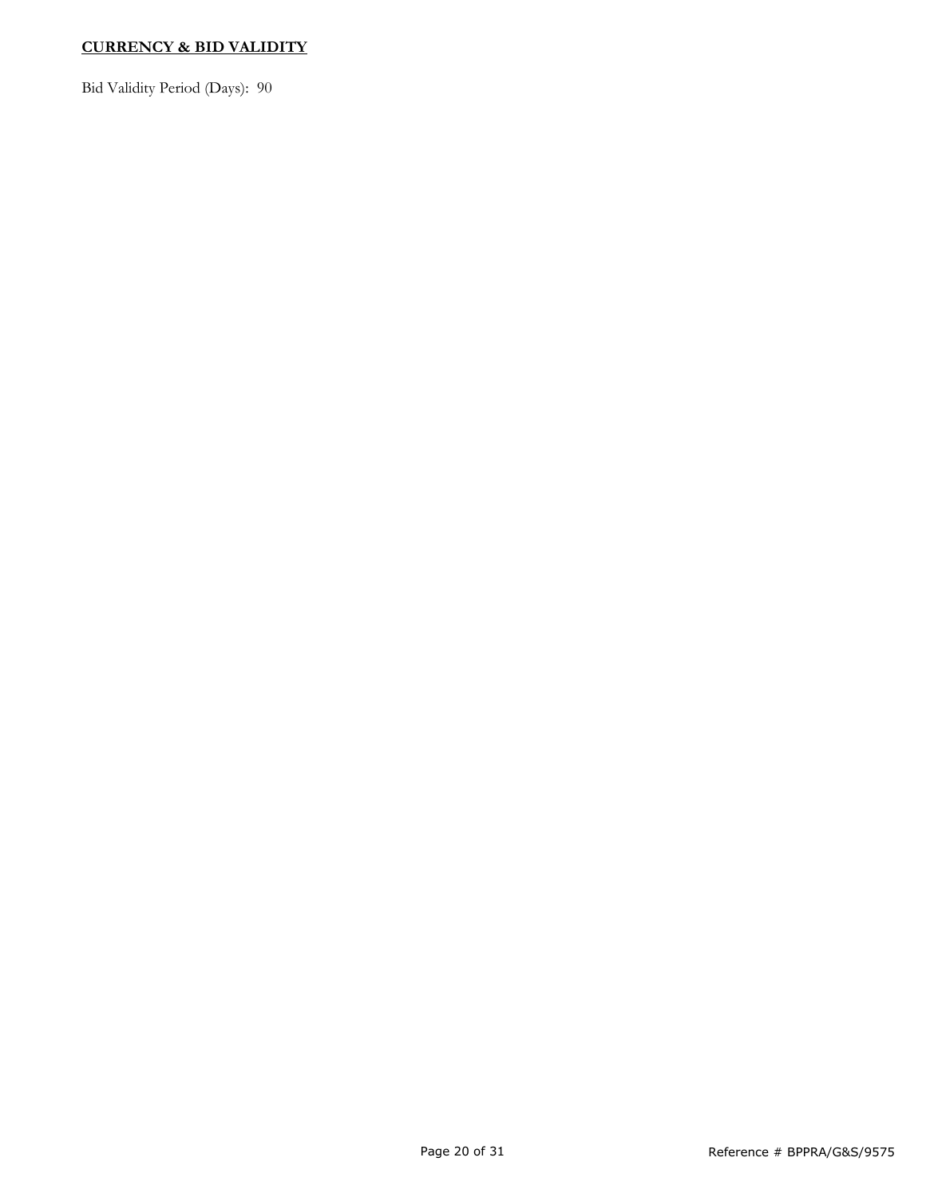**CURRENCY & BID VALIDITY**

Bid Validity Period (Days): 90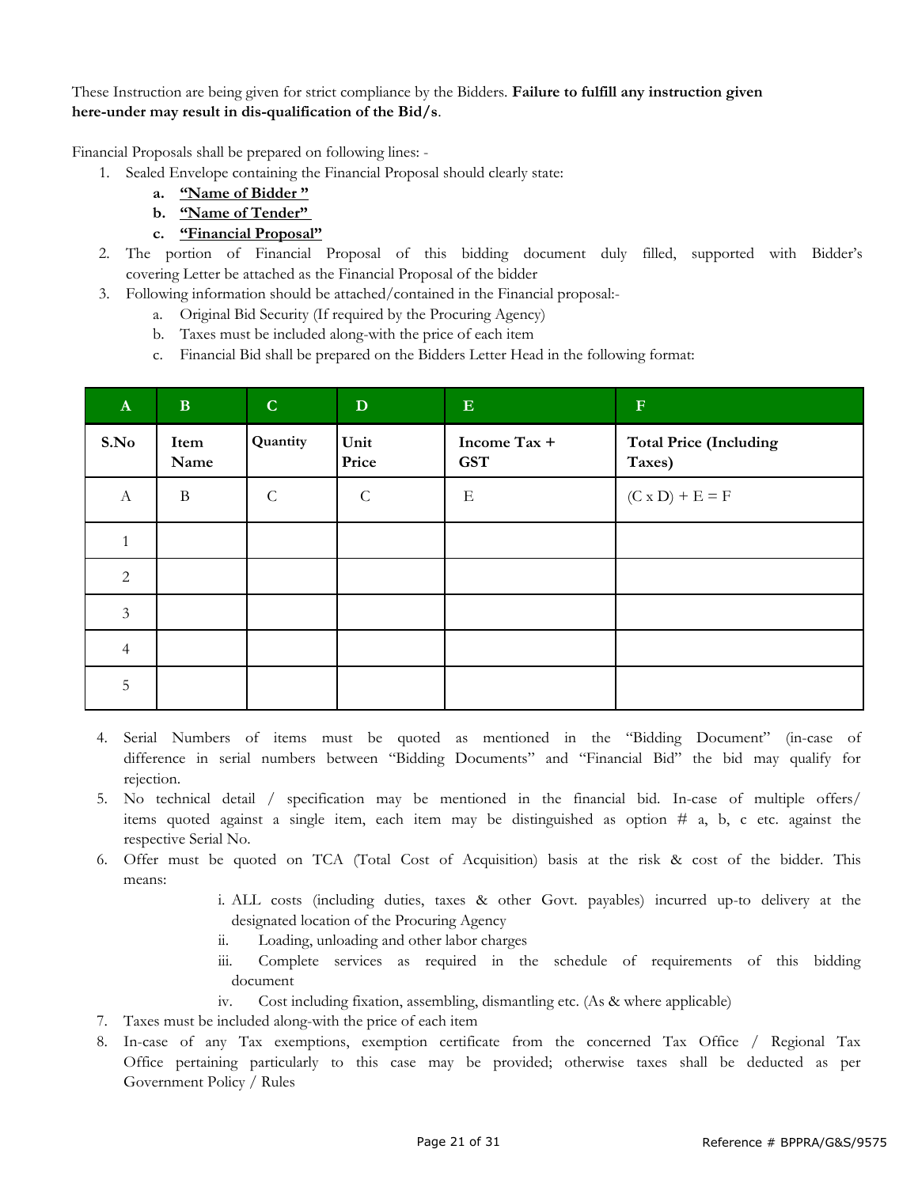These Instruction are being given for strict compliance by the Bidders. **Failure to fulfill any instruction given here-under may result in dis-qualification of the Bid/s**.

Financial Proposals shall be prepared on following lines: -

1. Sealed Envelope containing the Financial Proposal should clearly state:
    - **a.** **<u>"Name of Bidder "</u>**
    - **b.** **<u>"Name of Tender"</u>**
    - **c.** **<u>"Financial Proposal"</u>**
2. The portion of Financial Proposal of this bidding document duly filled, supported with Bidder's covering Letter be attached as the Financial Proposal of the bidder
3. Following information should be attached/contained in the Financial proposal:-
    - a. Original Bid Security (If required by the Procuring Agency)
    - b. Taxes must be included along-with the price of each item
    - c. Financial Bid shall be prepared on the Bidders Letter Head in the following format:

| A | B | C | D | E | F |
|---|---|---|---|---|---|
| **S.No** | **Item Name** | **Quantity** | **Unit Price** | **Income Tax + GST** | **Total Price (Including Taxes)** |
| A | B | C | C | E | (C x D) + E = F |
| 1 | | | | | |
| 2 | | | | | |
| 3 | | | | | |
| 4 | | | | | |
| 5 | | | | | |

4. Serial Numbers of items must be quoted as mentioned in the "Bidding Document" (in-case of difference in serial numbers between "Bidding Documents" and "Financial Bid" the bid may qualify for rejection.
5. No technical detail / specification may be mentioned in the financial bid. In-case of multiple offers/ items quoted against a single item, each item may be distinguished as option # a, b, c etc. against the respective Serial No.
6. Offer must be quoted on TCA (Total Cost of Acquisition) basis at the risk & cost of the bidder. This means:
    - i. ALL costs (including duties, taxes & other Govt. payables) incurred up-to delivery at the designated location of the Procuring Agency
    - ii. Loading, unloading and other labor charges
    - iii. Complete services as required in the schedule of requirements of this bidding document
    - iv. Cost including fixation, assembling, dismantling etc. (As & where applicable)
7. Taxes must be included along-with the price of each item
8. In-case of any Tax exemptions, exemption certificate from the concerned Tax Office / Regional Tax Office pertaining particularly to this case may be provided; otherwise taxes shall be deducted as per Government Policy / Rules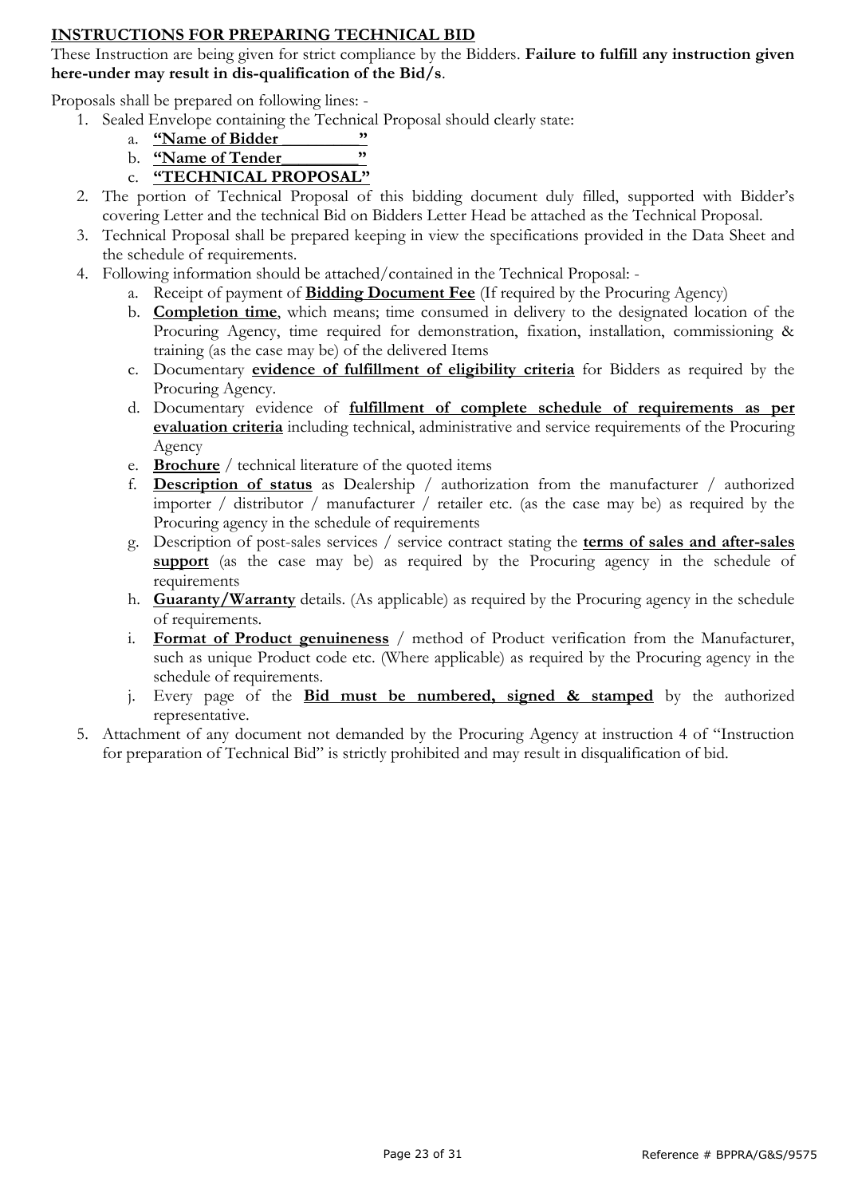## INSTRUCTIONS FOR PREPARING TECHNICAL BID

These Instruction are being given for strict compliance by the Bidders. **Failure to fulfill any instruction given here-under may result in dis-qualification of the Bid/s**.

Proposals shall be prepared on following lines: -

1. Sealed Envelope containing the Technical Proposal should clearly state:
   a. **"Name of Bidder _________"**
   b. **"Name of Tender_________"**
   c. **"TECHNICAL PROPOSAL"**
2. The portion of Technical Proposal of this bidding document duly filled, supported with Bidder's covering Letter and the technical Bid on Bidders Letter Head be attached as the Technical Proposal.
3. Technical Proposal shall be prepared keeping in view the specifications provided in the Data Sheet and the schedule of requirements.
4. Following information should be attached/contained in the Technical Proposal: -
   a. Receipt of payment of **Bidding Document Fee** (If required by the Procuring Agency)
   b. **Completion time**, which means; time consumed in delivery to the designated location of the Procuring Agency, time required for demonstration, fixation, installation, commissioning & training (as the case may be) of the delivered Items
   c. Documentary **evidence of fulfillment of eligibility criteria** for Bidders as required by the Procuring Agency.
   d. Documentary evidence of **fulfillment of complete schedule of requirements as per evaluation criteria** including technical, administrative and service requirements of the Procuring Agency
   e. **Brochure** / technical literature of the quoted items
   f. **Description of status** as Dealership / authorization from the manufacturer / authorized importer / distributor / manufacturer / retailer etc. (as the case may be) as required by the Procuring agency in the schedule of requirements
   g. Description of post-sales services / service contract stating the **terms of sales and after-sales support** (as the case may be) as required by the Procuring agency in the schedule of requirements
   h. **Guaranty/Warranty** details. (As applicable) as required by the Procuring agency in the schedule of requirements.
   i. **Format of Product genuineness** / method of Product verification from the Manufacturer, such as unique Product code etc. (Where applicable) as required by the Procuring agency in the schedule of requirements.
   j. Every page of the **Bid must be numbered, signed & stamped** by the authorized representative.
5. Attachment of any document not demanded by the Procuring Agency at instruction 4 of "Instruction for preparation of Technical Bid" is strictly prohibited and may result in disqualification of bid.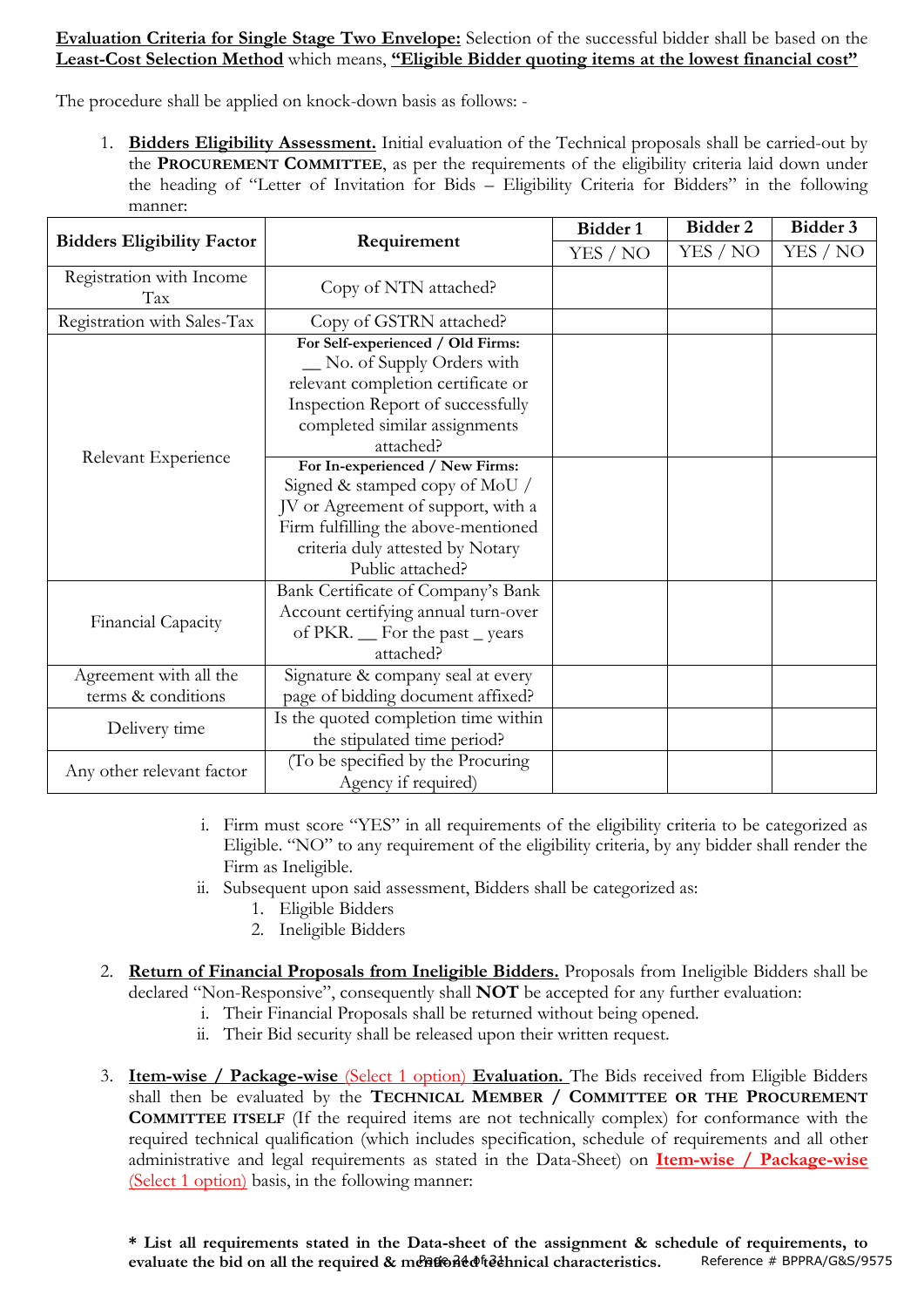**<u>Evaluation Criteria for Single Stage Two Envelope:</u>** Selection of the successful bidder shall be based on the **<u>Least-Cost Selection Method</u>** which means, **<u>"Eligible Bidder quoting items at the lowest financial cost"</u>**

The procedure shall be applied on knock-down basis as follows: -

1. **<u>Bidders Eligibility Assessment.</u>** Initial evaluation of the Technical proposals shall be carried-out by the **PROCUREMENT COMMITTEE**, as per the requirements of the eligibility criteria laid down under the heading of "Letter of Invitation for Bids – Eligibility Criteria for Bidders" in the following manner:

| Bidders Eligibility Factor | Requirement | Bidder 1 | Bidder 2 | Bidder 3 |
|---|---|---|---|---|
| | | YES / NO | YES / NO | YES / NO |
| Registration with Income Tax | Copy of NTN attached? | | | |
| Registration with Sales-Tax | Copy of GSTRN attached? | | | |
| Relevant Experience | **For Self-experienced / Old Firms:** __ No. of Supply Orders with relevant completion certificate or Inspection Report of successfully completed similar assignments attached? | | | |
| | **For In-experienced / New Firms:** Signed & stamped copy of MoU / JV or Agreement of support, with a Firm fulfilling the above-mentioned criteria duly attested by Notary Public attached? | | | |
| Financial Capacity | Bank Certificate of Company's Bank Account certifying annual turn-over of PKR. __ For the past _ years attached? | | | |
| Agreement with all the terms & conditions | Signature & company seal at every page of bidding document affixed? | | | |
| Delivery time | Is the quoted completion time within the stipulated time period? | | | |
| Any other relevant factor | (To be specified by the Procuring Agency if required) | | | |

   i. Firm must score "YES" in all requirements of the eligibility criteria to be categorized as Eligible. "NO" to any requirement of the eligibility criteria, by any bidder shall render the Firm as Ineligible.
   ii. Subsequent upon said assessment, Bidders shall be categorized as:
      1. Eligible Bidders
      2. Ineligible Bidders

2. **<u>Return of Financial Proposals from Ineligible Bidders.</u>** Proposals from Ineligible Bidders shall be declared "Non-Responsive", consequently shall **NOT** be accepted for any further evaluation:
   i. Their Financial Proposals shall be returned without being opened.
   ii. Their Bid security shall be released upon their written request.

3. **<u>Item-wise / Package-wise</u>** <u>(Select 1 option)</u> **<u>Evaluation.</u>** The Bids received from Eligible Bidders shall then be evaluated by the **TECHNICAL MEMBER / COMMITTEE OR THE PROCUREMENT COMMITTEE ITSELF** (If the required items are not technically complex) for conformance with the required technical qualification (which includes specification, schedule of requirements and all other administrative and legal requirements as stated in the Data-Sheet) on **<u>Item-wise / Package-wise</u>** <u>(Select 1 option)</u> basis, in the following manner:

**\* List all requirements stated in the Data-sheet of the assignment & schedule of requirements, to evaluate the bid on all the required & mentioned technical characteristics.**

Reference # BPPRA/G&S/9575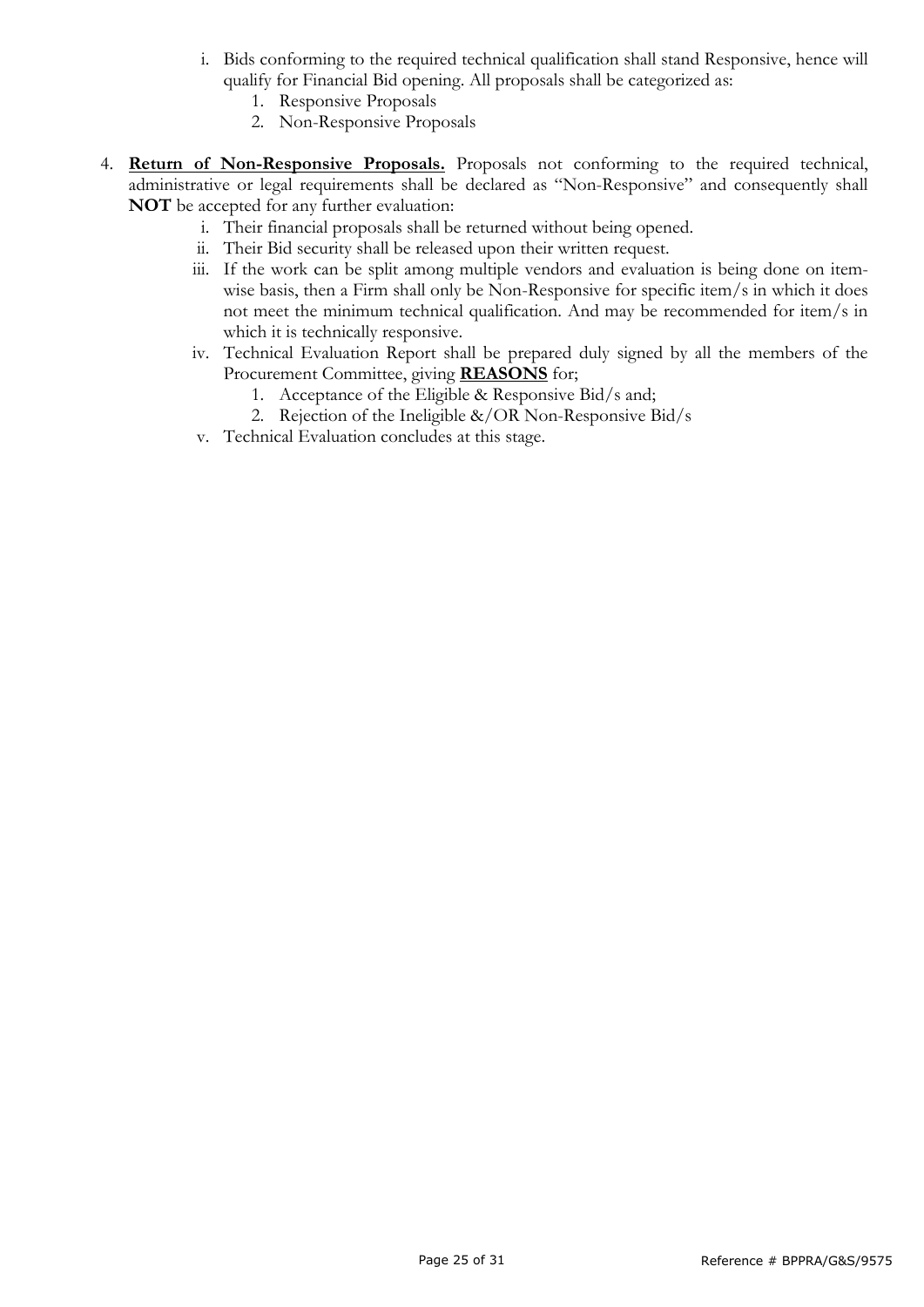i. Bids conforming to the required technical qualification shall stand Responsive, hence will qualify for Financial Bid opening. All proposals shall be categorized as:
   1. Responsive Proposals
   2. Non-Responsive Proposals

4. **Return of Non-Responsive Proposals.** Proposals not conforming to the required technical, administrative or legal requirements shall be declared as "Non-Responsive" and consequently shall **NOT** be accepted for any further evaluation:
   i. Their financial proposals shall be returned without being opened.
   ii. Their Bid security shall be released upon their written request.
   iii. If the work can be split among multiple vendors and evaluation is being done on item-wise basis, then a Firm shall only be Non-Responsive for specific item/s in which it does not meet the minimum technical qualification. And may be recommended for item/s in which it is technically responsive.
   iv. Technical Evaluation Report shall be prepared duly signed by all the members of the Procurement Committee, giving **REASONS** for;
      1. Acceptance of the Eligible & Responsive Bid/s and;
      2. Rejection of the Ineligible &/OR Non-Responsive Bid/s
   v. Technical Evaluation concludes at this stage.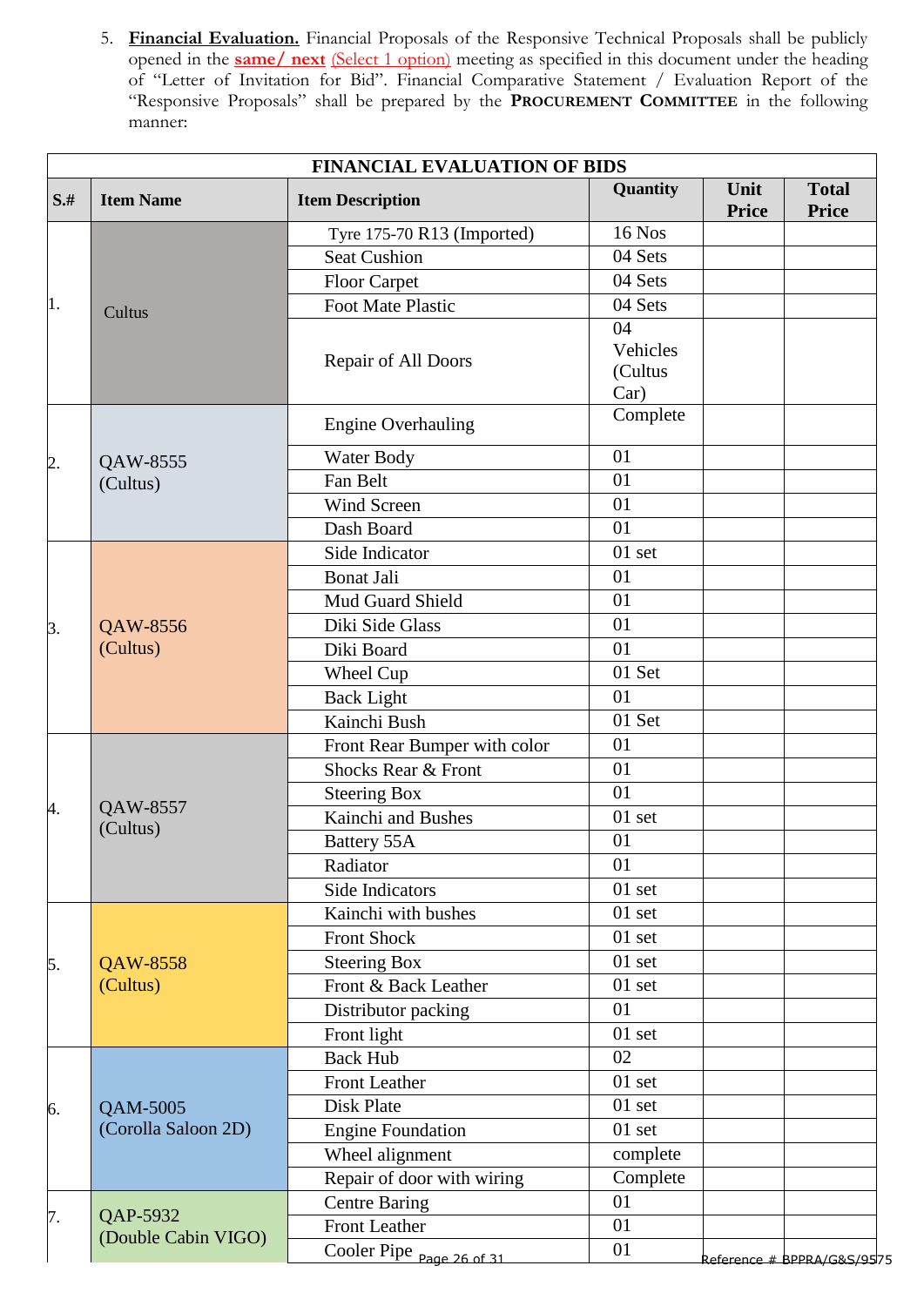5. **Financial Evaluation.** Financial Proposals of the Responsive Technical Proposals shall be publicly opened in the **same/ next** (Select 1 option) meeting as specified in this document under the heading of "Letter of Invitation for Bid". Financial Comparative Statement / Evaluation Report of the "Responsive Proposals" shall be prepared by the **PROCUREMENT COMMITTEE** in the following manner:

| FINANCIAL EVALUATION OF BIDS | | | | | |
|---|---|---|---|---|---|
| **S.#** | **Item Name** | **Item Description** | **Quantity** | **Unit Price** | **Total Price** |
| 1. | Cultus | Tyre 175-70 R13 (Imported) | 16 Nos | | |
| | | Seat Cushion | 04 Sets | | |
| | | Floor Carpet | 04 Sets | | |
| | | Foot Mate Plastic | 04 Sets | | |
| | | Repair of All Doors | 04 Vehicles (Cultus Car) | | |
| 2. | QAW-8555 (Cultus) | Engine Overhauling | Complete | | |
| | | Water Body | 01 | | |
| | | Fan Belt | 01 | | |
| | | Wind Screen | 01 | | |
| | | Dash Board | 01 | | |
| 3. | QAW-8556 (Cultus) | Side Indicator | 01 set | | |
| | | Bonat Jali | 01 | | |
| | | Mud Guard Shield | 01 | | |
| | | Diki Side Glass | 01 | | |
| | | Diki Board | 01 | | |
| | | Wheel Cup | 01 Set | | |
| | | Back Light | 01 | | |
| | | Kainchi Bush | 01 Set | | |
| 4. | QAW-8557 (Cultus) | Front Rear Bumper with color | 01 | | |
| | | Shocks Rear & Front | 01 | | |
| | | Steering Box | 01 | | |
| | | Kainchi and Bushes | 01 set | | |
| | | Battery 55A | 01 | | |
| | | Radiator | 01 | | |
| | | Side Indicators | 01 set | | |
| 5. | QAW-8558 (Cultus) | Kainchi with bushes | 01 set | | |
| | | Front Shock | 01 set | | |
| | | Steering Box | 01 set | | |
| | | Front & Back Leather | 01 set | | |
| | | Distributor packing | 01 | | |
| | | Front light | 01 set | | |
| 6. | QAM-5005 (Corolla Saloon 2D) | Back Hub | 02 | | |
| | | Front Leather | 01 set | | |
| | | Disk Plate | 01 set | | |
| | | Engine Foundation | 01 set | | |
| | | Wheel alignment | complete | | |
| | | Repair of door with wiring | Complete | | |
| 7. | QAP-5932 (Double Cabin VIGO) | Centre Baring | 01 | | |
| | | Front Leather | 01 | | |
| | | Cooler Pipe | 01 | | |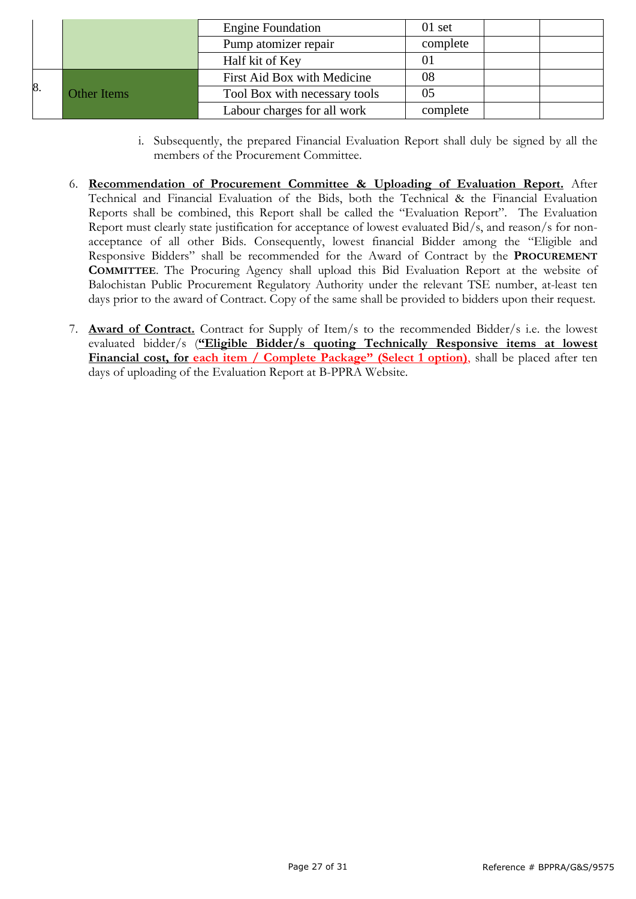| | | | | | |
|---|---|---|---|---|---|
| | | Engine Foundation | 01 set | | |
| | | Pump atomizer repair | complete | | |
| | | Half kit of Key | 01 | | |
| 8. | Other Items | First Aid Box with Medicine | 08 | | |
| | | Tool Box with necessary tools | 05 | | |
| | | Labour charges for all work | complete | | |

i. Subsequently, the prepared Financial Evaluation Report shall duly be signed by all the members of the Procurement Committee.

6. **Recommendation of Procurement Committee & Uploading of Evaluation Report.** After Technical and Financial Evaluation of the Bids, both the Technical & the Financial Evaluation Reports shall be combined, this Report shall be called the "Evaluation Report". The Evaluation Report must clearly state justification for acceptance of lowest evaluated Bid/s, and reason/s for non-acceptance of all other Bids. Consequently, lowest financial Bidder among the "Eligible and Responsive Bidders" shall be recommended for the Award of Contract by the **PROCUREMENT COMMITTEE**. The Procuring Agency shall upload this Bid Evaluation Report at the website of Balochistan Public Procurement Regulatory Authority under the relevant TSE number, at-least ten days prior to the award of Contract. Copy of the same shall be provided to bidders upon their request.

7. **Award of Contract.** Contract for Supply of Item/s to the recommended Bidder/s i.e. the lowest evaluated bidder/s (**"Eligible Bidder/s quoting Technically Responsive items at lowest Financial cost, for each item / Complete Package" (Select 1 option)**, shall be placed after ten days of uploading of the Evaluation Report at B-PPRA Website.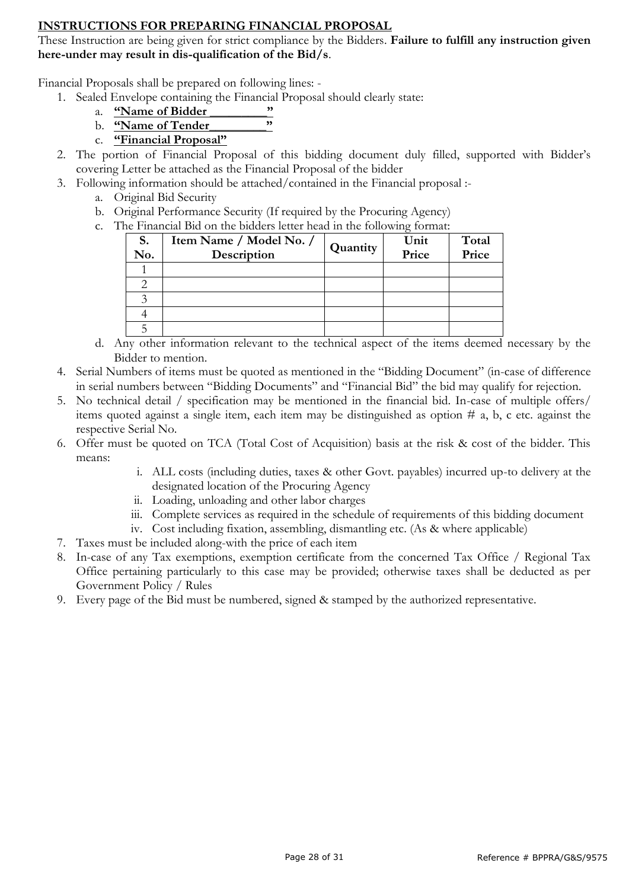## INSTRUCTIONS FOR PREPARING FINANCIAL PROPOSAL

These Instruction are being given for strict compliance by the Bidders. **Failure to fulfill any instruction given here-under may result in dis-qualification of the Bid/s**.

Financial Proposals shall be prepared on following lines: -

1. Sealed Envelope containing the Financial Proposal should clearly state:
   a. **"Name of Bidder _________"**
   b. **"Name of Tender_________"**
   c. **"Financial Proposal"**
2. The portion of Financial Proposal of this bidding document duly filled, supported with Bidder's covering Letter be attached as the Financial Proposal of the bidder
3. Following information should be attached/contained in the Financial proposal :-
   a. Original Bid Security
   b. Original Performance Security (If required by the Procuring Agency)
   c. The Financial Bid on the bidders letter head in the following format:

| S. No. | Item Name / Model No. / Description | Quantity | Unit Price | Total Price |
|---|---|---|---|---|
| 1 | | | | |
| 2 | | | | |
| 3 | | | | |
| 4 | | | | |
| 5 | | | | |

   d. Any other information relevant to the technical aspect of the items deemed necessary by the Bidder to mention.
4. Serial Numbers of items must be quoted as mentioned in the "Bidding Document" (in-case of difference in serial numbers between "Bidding Documents" and "Financial Bid" the bid may qualify for rejection.
5. No technical detail / specification may be mentioned in the financial bid. In-case of multiple offers/ items quoted against a single item, each item may be distinguished as option # a, b, c etc. against the respective Serial No.
6. Offer must be quoted on TCA (Total Cost of Acquisition) basis at the risk & cost of the bidder. This means:
   i. ALL costs (including duties, taxes & other Govt. payables) incurred up-to delivery at the designated location of the Procuring Agency
   ii. Loading, unloading and other labor charges
   iii. Complete services as required in the schedule of requirements of this bidding document
   iv. Cost including fixation, assembling, dismantling etc. (As & where applicable)
7. Taxes must be included along-with the price of each item
8. In-case of any Tax exemptions, exemption certificate from the concerned Tax Office / Regional Tax Office pertaining particularly to this case may be provided; otherwise taxes shall be deducted as per Government Policy / Rules
9. Every page of the Bid must be numbered, signed & stamped by the authorized representative.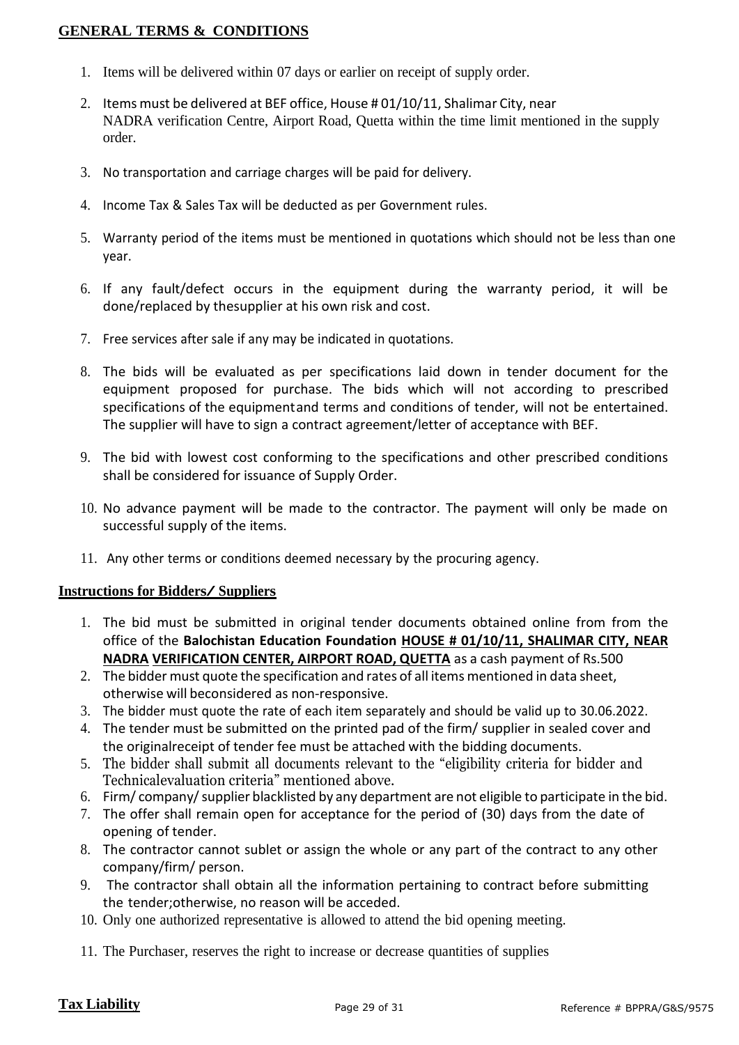## GENERAL TERMS & CONDITIONS

1. Items will be delivered within 07 days or earlier on receipt of supply order.
2. Items must be delivered at BEF office, House # 01/10/11, Shalimar City, near NADRA verification Centre, Airport Road, Quetta within the time limit mentioned in the supply order.
3. No transportation and carriage charges will be paid for delivery.
4. Income Tax & Sales Tax will be deducted as per Government rules.
5. Warranty period of the items must be mentioned in quotations which should not be less than one year.
6. If any fault/defect occurs in the equipment during the warranty period, it will be done/replaced by thesupplier at his own risk and cost.
7. Free services after sale if any may be indicated in quotations.
8. The bids will be evaluated as per specifications laid down in tender document for the equipment proposed for purchase. The bids which will not according to prescribed specifications of the equipmentand terms and conditions of tender, will not be entertained. The supplier will have to sign a contract agreement/letter of acceptance with BEF.
9. The bid with lowest cost conforming to the specifications and other prescribed conditions shall be considered for issuance of Supply Order.
10. No advance payment will be made to the contractor. The payment will only be made on successful supply of the items.
11. Any other terms or conditions deemed necessary by the procuring agency.

## Instructions for Bidders/ Suppliers

1. The bid must be submitted in original tender documents obtained online from from the office of the **Balochistan Education Foundation** **HOUSE # 01/10/11, SHALIMAR CITY, NEAR NADRA VERIFICATION CENTER, AIRPORT ROAD, QUETTA** as a cash payment of Rs.500
2. The bidder must quote the specification and rates of all items mentioned in data sheet, otherwise will beconsidered as non-responsive.
3. The bidder must quote the rate of each item separately and should be valid up to 30.06.2022.
4. The tender must be submitted on the printed pad of the firm/ supplier in sealed cover and the originalreceipt of tender fee must be attached with the bidding documents.
5. The bidder shall submit all documents relevant to the "eligibility criteria for bidder and Technicalevaluation criteria" mentioned above.
6. Firm/ company/ supplier blacklisted by any department are not eligible to participate in the bid.
7. The offer shall remain open for acceptance for the period of (30) days from the date of opening of tender.
8. The contractor cannot sublet or assign the whole or any part of the contract to any other company/firm/ person.
9. The contractor shall obtain all the information pertaining to contract before submitting the tender;otherwise, no reason will be acceded.
10. Only one authorized representative is allowed to attend the bid opening meeting.
11. The Purchaser, reserves the right to increase or decrease quantities of supplies

## Tax Liability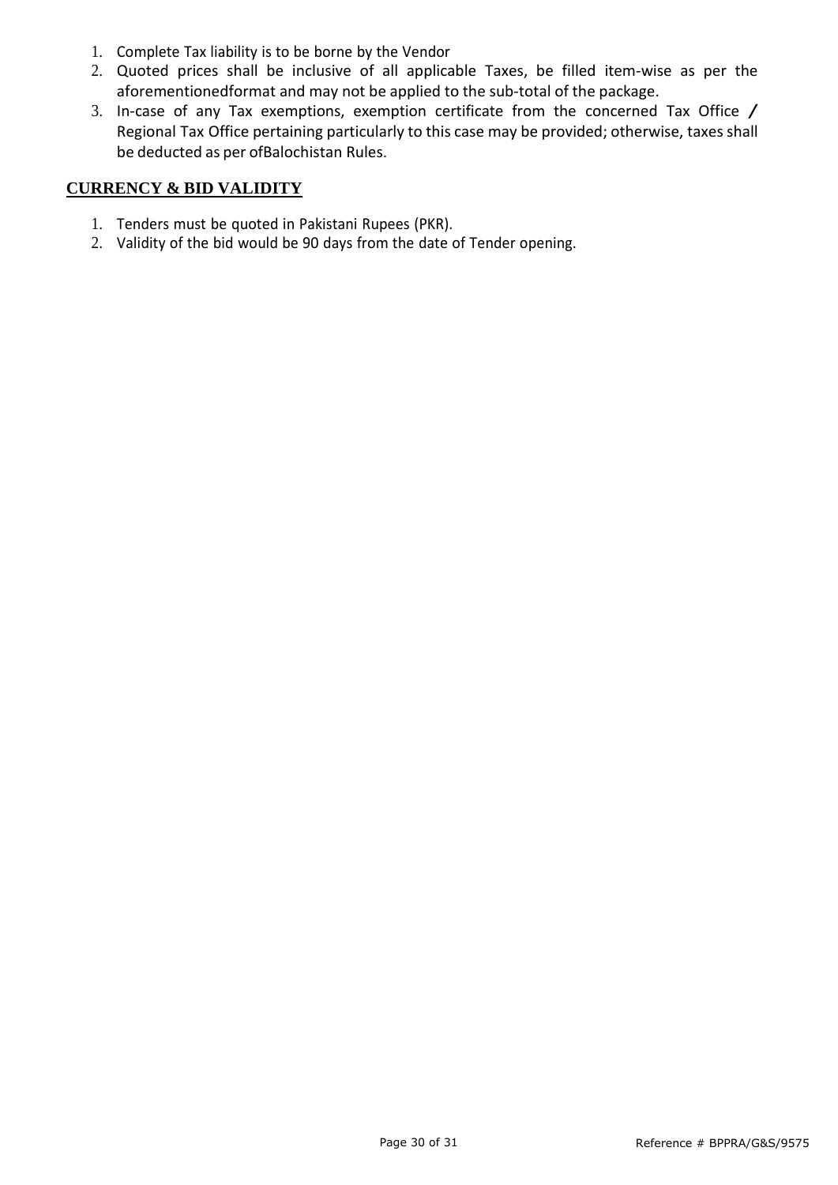1. Complete Tax liability is to be borne by the Vendor
2. Quoted prices shall be inclusive of all applicable Taxes, be filled item-wise as per the aforementionedformat and may not be applied to the sub-total of the package.
3. In-case of any Tax exemptions, exemption certificate from the concerned Tax Office / Regional Tax Office pertaining particularly to this case may be provided; otherwise, taxes shall be deducted as per ofBalochistan Rules.

## CURRENCY & BID VALIDITY

1. Tenders must be quoted in Pakistani Rupees (PKR).
2. Validity of the bid would be 90 days from the date of Tender opening.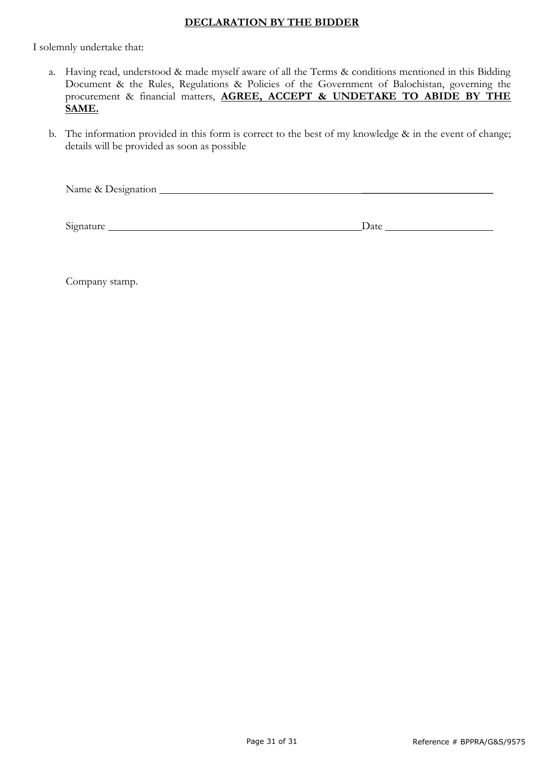## DECLARATION BY THE BIDDER

I solemnly undertake that:

a. Having read, understood & made myself aware of all the Terms & conditions mentioned in this Bidding Document & the Rules, Regulations & Policies of the Government of Balochistan, governing the procurement & financial matters, **AGREE, ACCEPT & UNDETAKE TO ABIDE BY THE SAME.**

b. The information provided in this form is correct to the best of my knowledge & in the event of change; details will be provided as soon as possible

Name & Designation ______________________________________________

Signature ____________________________________Date ________________

Company stamp.